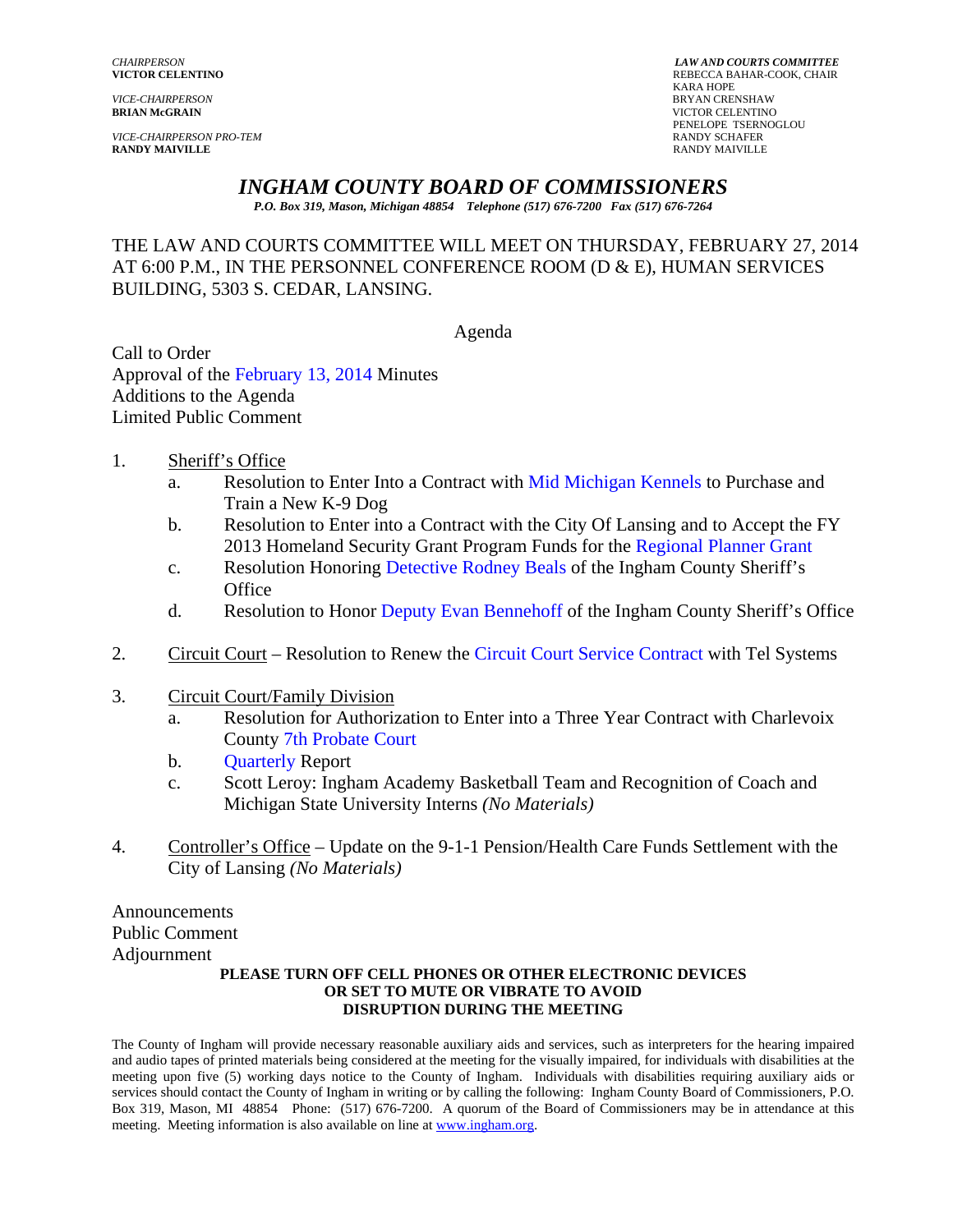*CHAIRPERSON*
**VICTOR CELENTINO**

*VICE-CHAIRPERSON*
**BRIAN McGRAIN**

*VICE-CHAIRPERSON PRO-TEM*
**RANDY MAIVILLE**

***LAW AND COURTS COMMITTEE***
REBECCA BAHAR-COOK, CHAIR
KARA HOPE
BRYAN CRENSHAW
VICTOR CELENTINO
PENELOPE TSERNOGLOU
RANDY SCHAFER
RANDY MAIVILLE

# *INGHAM COUNTY BOARD OF COMMISSIONERS*

***P.O. Box 319, Mason, Michigan 48854 Telephone (517) 676-7200 Fax (517) 676-7264***

THE LAW AND COURTS COMMITTEE WILL MEET ON THURSDAY, FEBRUARY 27, 2014 AT 6:00 P.M., IN THE PERSONNEL CONFERENCE ROOM (D & E), HUMAN SERVICES BUILDING, 5303 S. CEDAR, LANSING.

Agenda

Call to Order
Approval of the February 13, 2014 Minutes
Additions to the Agenda
Limited Public Comment

1. Sheriff's Office
   a. Resolution to Enter Into a Contract with Mid Michigan Kennels to Purchase and Train a New K-9 Dog
   b. Resolution to Enter into a Contract with the City Of Lansing and to Accept the FY 2013 Homeland Security Grant Program Funds for the Regional Planner Grant
   c. Resolution Honoring Detective Rodney Beals of the Ingham County Sheriff's Office
   d. Resolution to Honor Deputy Evan Bennehoff of the Ingham County Sheriff's Office

2. Circuit Court – Resolution to Renew the Circuit Court Service Contract with Tel Systems

3. Circuit Court/Family Division
   a. Resolution for Authorization to Enter into a Three Year Contract with Charlevoix County 7th Probate Court
   b. Quarterly Report
   c. Scott Leroy: Ingham Academy Basketball Team and Recognition of Coach and Michigan State University Interns *(No Materials)*

4. Controller's Office – Update on the 9-1-1 Pension/Health Care Funds Settlement with the City of Lansing *(No Materials)*

Announcements
Public Comment
Adjournment

**PLEASE TURN OFF CELL PHONES OR OTHER ELECTRONIC DEVICES OR SET TO MUTE OR VIBRATE TO AVOID DISRUPTION DURING THE MEETING**

The County of Ingham will provide necessary reasonable auxiliary aids and services, such as interpreters for the hearing impaired and audio tapes of printed materials being considered at the meeting for the visually impaired, for individuals with disabilities at the meeting upon five (5) working days notice to the County of Ingham. Individuals with disabilities requiring auxiliary aids or services should contact the County of Ingham in writing or by calling the following: Ingham County Board of Commissioners, P.O. Box 319, Mason, MI 48854 Phone: (517) 676-7200. A quorum of the Board of Commissioners may be in attendance at this meeting. Meeting information is also available on line at www.ingham.org.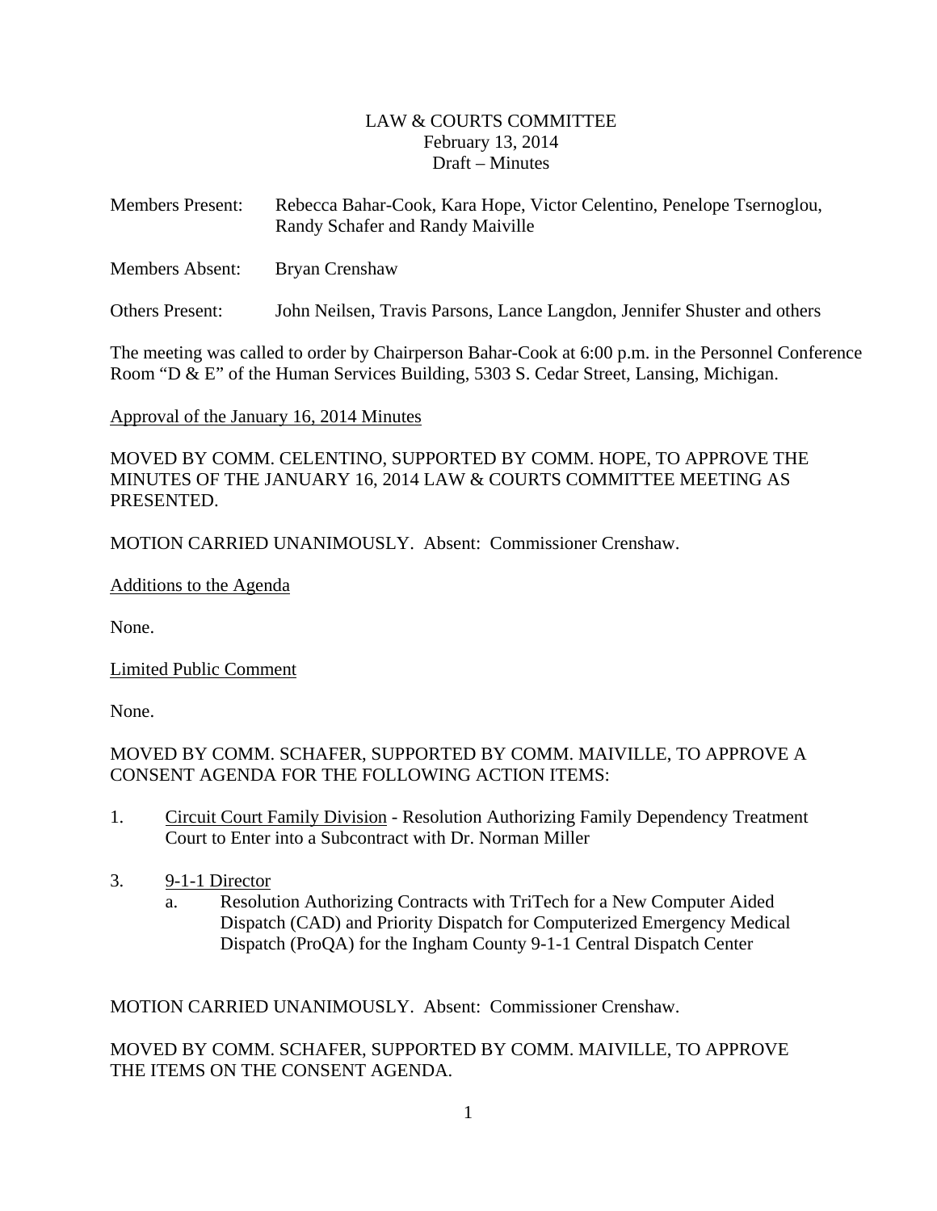LAW & COURTS COMMITTEE
February 13, 2014
Draft – Minutes

Members Present: Rebecca Bahar-Cook, Kara Hope, Victor Celentino, Penelope Tsernoglou, Randy Schafer and Randy Maiville

Members Absent: Bryan Crenshaw

Others Present: John Neilsen, Travis Parsons, Lance Langdon, Jennifer Shuster and others

The meeting was called to order by Chairperson Bahar-Cook at 6:00 p.m. in the Personnel Conference Room "D & E" of the Human Services Building, 5303 S. Cedar Street, Lansing, Michigan.

Approval of the January 16, 2014 Minutes

MOVED BY COMM. CELENTINO, SUPPORTED BY COMM. HOPE, TO APPROVE THE MINUTES OF THE JANUARY 16, 2014 LAW & COURTS COMMITTEE MEETING AS PRESENTED.

MOTION CARRIED UNANIMOUSLY. Absent: Commissioner Crenshaw.

Additions to the Agenda

None.

Limited Public Comment

None.

MOVED BY COMM. SCHAFER, SUPPORTED BY COMM. MAIVILLE, TO APPROVE A CONSENT AGENDA FOR THE FOLLOWING ACTION ITEMS:

1. Circuit Court Family Division - Resolution Authorizing Family Dependency Treatment Court to Enter into a Subcontract with Dr. Norman Miller

3. 9-1-1 Director
   a. Resolution Authorizing Contracts with TriTech for a New Computer Aided Dispatch (CAD) and Priority Dispatch for Computerized Emergency Medical Dispatch (ProQA) for the Ingham County 9-1-1 Central Dispatch Center

MOTION CARRIED UNANIMOUSLY. Absent: Commissioner Crenshaw.

MOVED BY COMM. SCHAFER, SUPPORTED BY COMM. MAIVILLE, TO APPROVE THE ITEMS ON THE CONSENT AGENDA.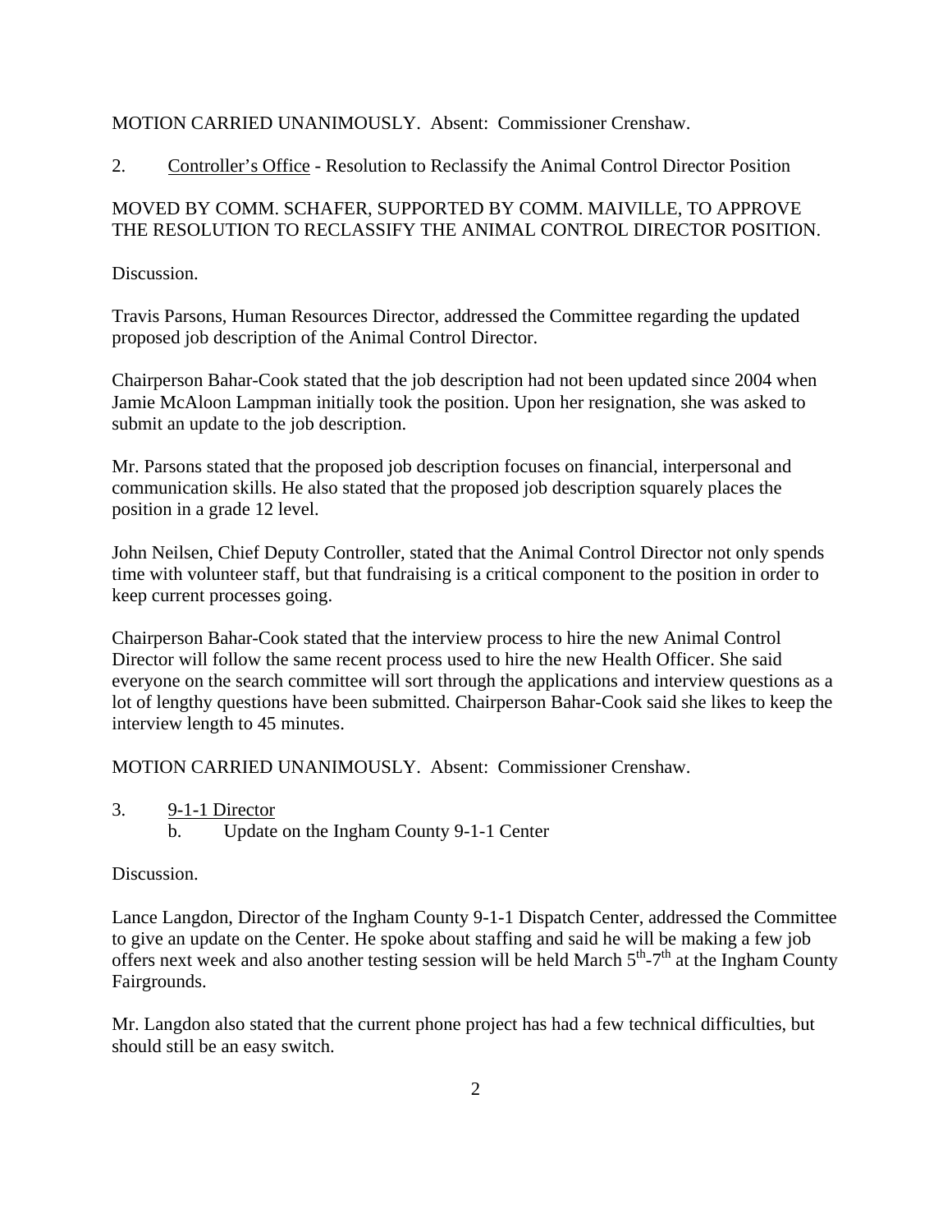MOTION CARRIED UNANIMOUSLY. Absent: Commissioner Crenshaw.

2. Controller's Office - Resolution to Reclassify the Animal Control Director Position

MOVED BY COMM. SCHAFER, SUPPORTED BY COMM. MAIVILLE, TO APPROVE THE RESOLUTION TO RECLASSIFY THE ANIMAL CONTROL DIRECTOR POSITION.

Discussion.

Travis Parsons, Human Resources Director, addressed the Committee regarding the updated proposed job description of the Animal Control Director.

Chairperson Bahar-Cook stated that the job description had not been updated since 2004 when Jamie McAloon Lampman initially took the position. Upon her resignation, she was asked to submit an update to the job description.

Mr. Parsons stated that the proposed job description focuses on financial, interpersonal and communication skills. He also stated that the proposed job description squarely places the position in a grade 12 level.

John Neilsen, Chief Deputy Controller, stated that the Animal Control Director not only spends time with volunteer staff, but that fundraising is a critical component to the position in order to keep current processes going.

Chairperson Bahar-Cook stated that the interview process to hire the new Animal Control Director will follow the same recent process used to hire the new Health Officer. She said everyone on the search committee will sort through the applications and interview questions as a lot of lengthy questions have been submitted. Chairperson Bahar-Cook said she likes to keep the interview length to 45 minutes.

MOTION CARRIED UNANIMOUSLY. Absent: Commissioner Crenshaw.

3. 9-1-1 Director
   b. Update on the Ingham County 9-1-1 Center

Discussion.

Lance Langdon, Director of the Ingham County 9-1-1 Dispatch Center, addressed the Committee to give an update on the Center. He spoke about staffing and said he will be making a few job offers next week and also another testing session will be held March 5th-7th at the Ingham County Fairgrounds.

Mr. Langdon also stated that the current phone project has had a few technical difficulties, but should still be an easy switch.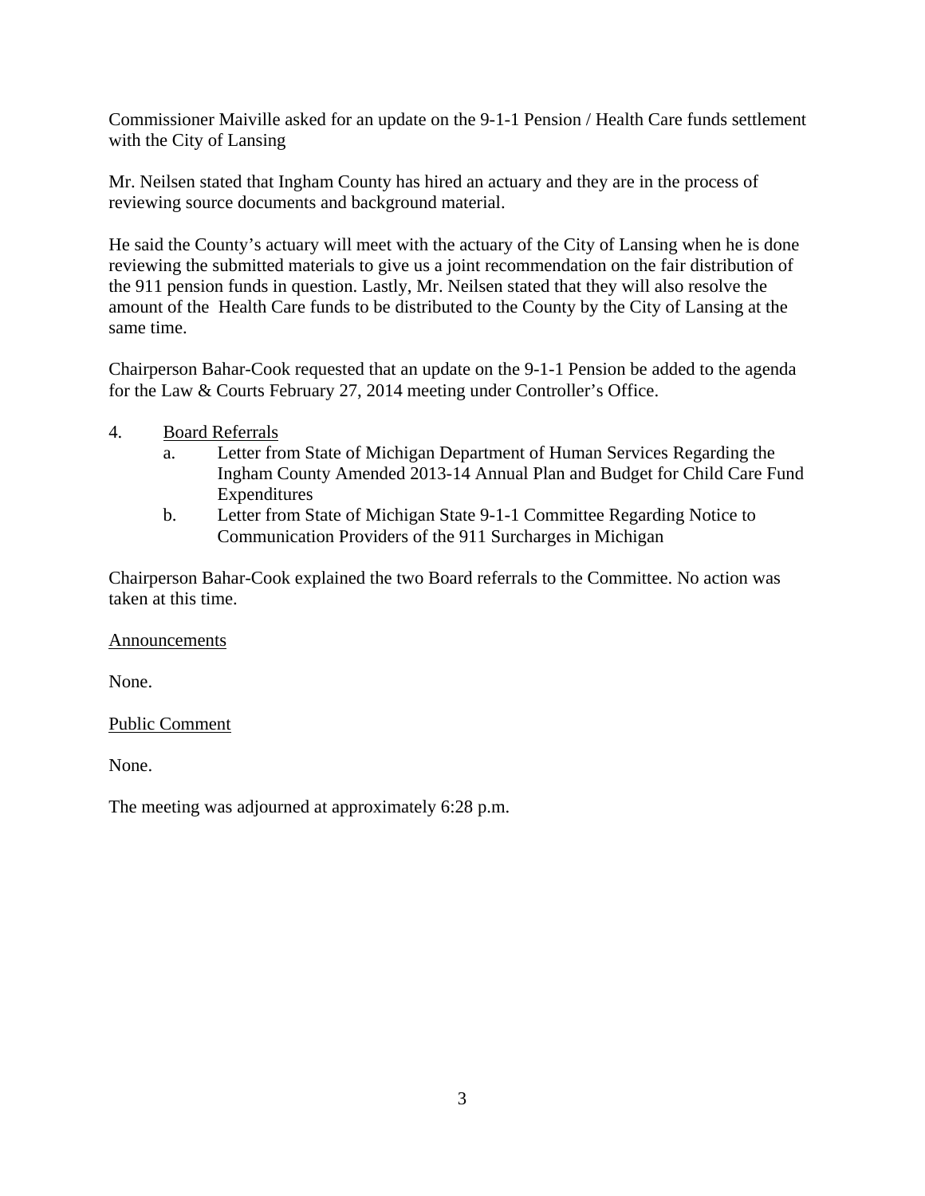Commissioner Maiville asked for an update on the 9-1-1 Pension / Health Care funds settlement with the City of Lansing

Mr. Neilsen stated that Ingham County has hired an actuary and they are in the process of reviewing source documents and background material.

He said the County's actuary will meet with the actuary of the City of Lansing when he is done reviewing the submitted materials to give us a joint recommendation on the fair distribution of the 911 pension funds in question. Lastly, Mr. Neilsen stated that they will also resolve the amount of the Health Care funds to be distributed to the County by the City of Lansing at the same time.

Chairperson Bahar-Cook requested that an update on the 9-1-1 Pension be added to the agenda for the Law & Courts February 27, 2014 meeting under Controller's Office.

4. Board Referrals
   a. Letter from State of Michigan Department of Human Services Regarding the Ingham County Amended 2013-14 Annual Plan and Budget for Child Care Fund Expenditures
   b. Letter from State of Michigan State 9-1-1 Committee Regarding Notice to Communication Providers of the 911 Surcharges in Michigan

Chairperson Bahar-Cook explained the two Board referrals to the Committee. No action was taken at this time.

Announcements

None.

Public Comment

None.

The meeting was adjourned at approximately 6:28 p.m.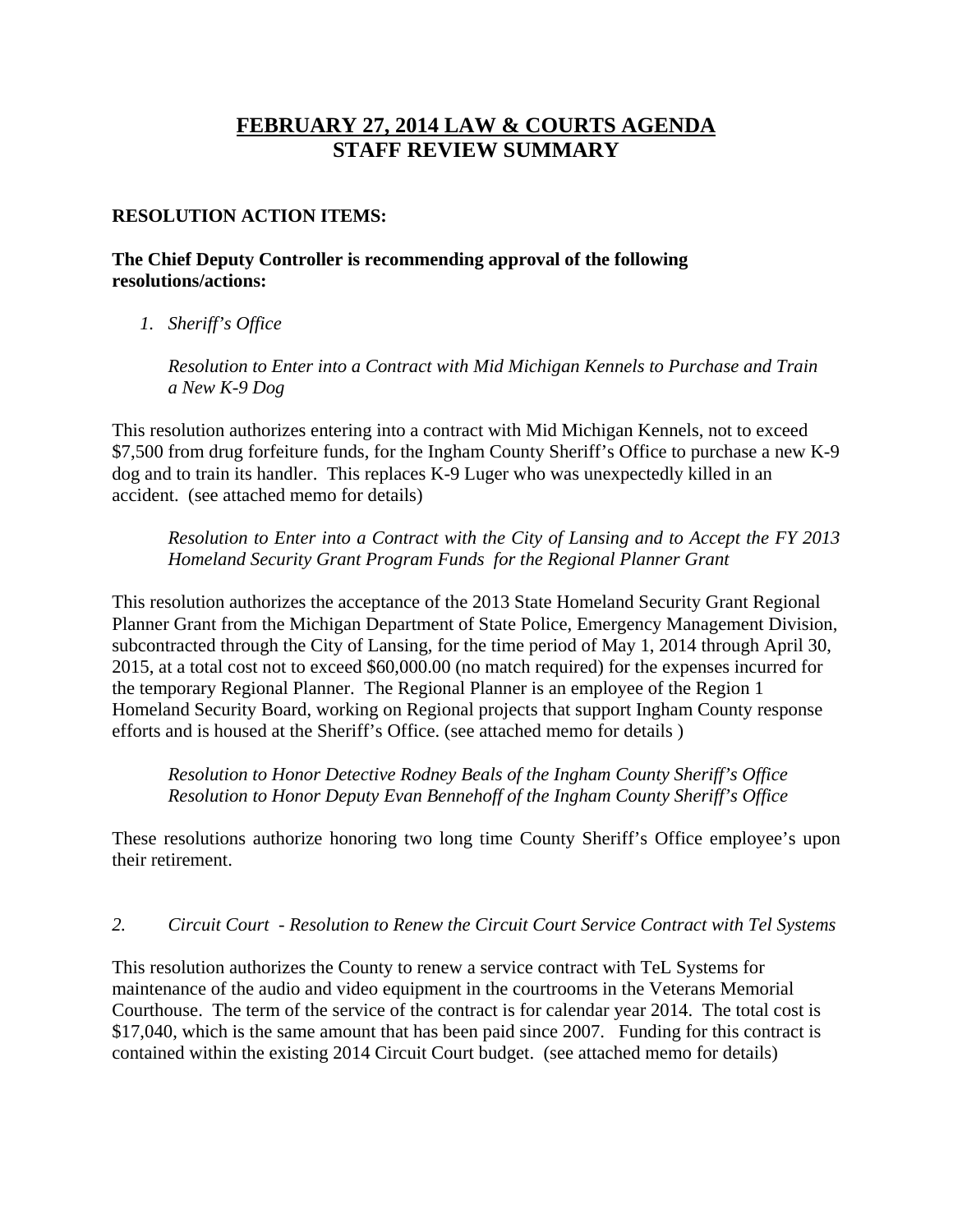# FEBRUARY 27, 2014 LAW & COURTS AGENDA
# STAFF REVIEW SUMMARY

**RESOLUTION ACTION ITEMS:**

**The Chief Deputy Controller is recommending approval of the following resolutions/actions:**

1. *Sheriff's Office*

   *Resolution to Enter into a Contract with Mid Michigan Kennels to Purchase and Train a New K-9 Dog*

This resolution authorizes entering into a contract with Mid Michigan Kennels, not to exceed $7,500 from drug forfeiture funds, for the Ingham County Sheriff's Office to purchase a new K-9 dog and to train its handler. This replaces K-9 Luger who was unexpectedly killed in an accident. (see attached memo for details)

*Resolution to Enter into a Contract with the City of Lansing and to Accept the FY 2013 Homeland Security Grant Program Funds for the Regional Planner Grant*

This resolution authorizes the acceptance of the 2013 State Homeland Security Grant Regional Planner Grant from the Michigan Department of State Police, Emergency Management Division, subcontracted through the City of Lansing, for the time period of May 1, 2014 through April 30, 2015, at a total cost not to exceed $60,000.00 (no match required) for the expenses incurred for the temporary Regional Planner. The Regional Planner is an employee of the Region 1 Homeland Security Board, working on Regional projects that support Ingham County response efforts and is housed at the Sheriff's Office. (see attached memo for details )

*Resolution to Honor Detective Rodney Beals of the Ingham County Sheriff's Office*
*Resolution to Honor Deputy Evan Bennehoff of the Ingham County Sheriff's Office*

These resolutions authorize honoring two long time County Sheriff's Office employee's upon their retirement.

2. *Circuit Court - Resolution to Renew the Circuit Court Service Contract with Tel Systems*

This resolution authorizes the County to renew a service contract with TeL Systems for maintenance of the audio and video equipment in the courtrooms in the Veterans Memorial Courthouse. The term of the service of the contract is for calendar year 2014. The total cost is $17,040, which is the same amount that has been paid since 2007. Funding for this contract is contained within the existing 2014 Circuit Court budget. (see attached memo for details)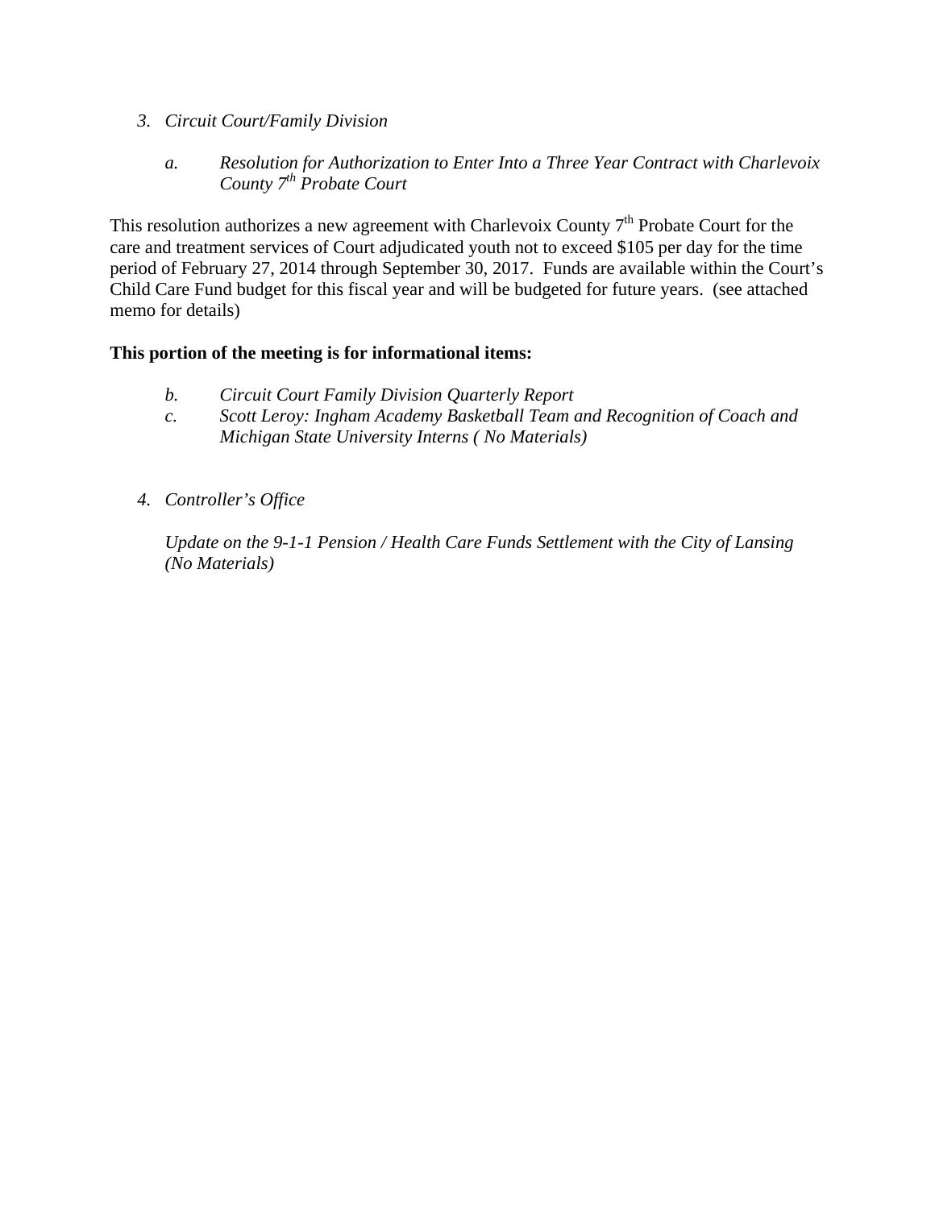3. *Circuit Court/Family Division*

   a. *Resolution for Authorization to Enter Into a Three Year Contract with Charlevoix County 7th Probate Court*

This resolution authorizes a new agreement with Charlevoix County 7th Probate Court for the care and treatment services of Court adjudicated youth not to exceed $105 per day for the time period of February 27, 2014 through September 30, 2017. Funds are available within the Court's Child Care Fund budget for this fiscal year and will be budgeted for future years. (see attached memo for details)

**This portion of the meeting is for informational items:**

   b. *Circuit Court Family Division Quarterly Report*
   
   c. *Scott Leroy: Ingham Academy Basketball Team and Recognition of Coach and Michigan State University Interns ( No Materials)*

4. *Controller's Office*

   *Update on the 9-1-1 Pension / Health Care Funds Settlement with the City of Lansing (No Materials)*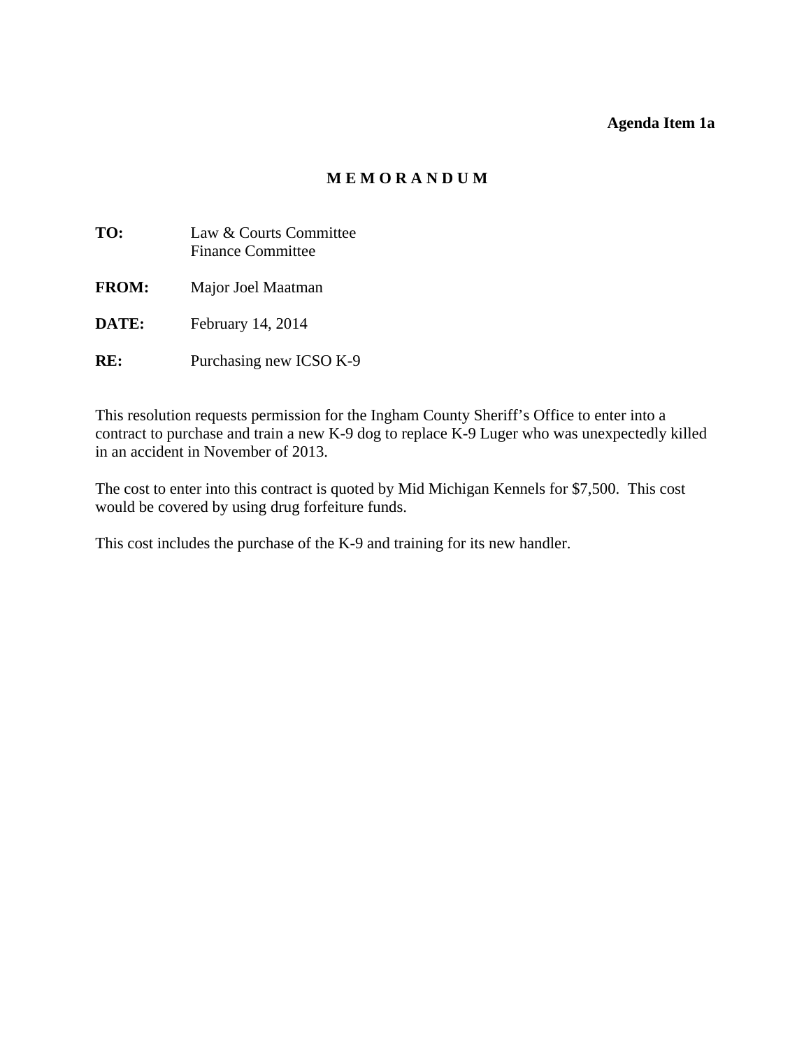**Agenda Item 1a**

# M E M O R A N D U M

**TO:** Law & Courts Committee
Finance Committee

**FROM:** Major Joel Maatman

**DATE:** February 14, 2014

**RE:** Purchasing new ICSO K-9

This resolution requests permission for the Ingham County Sheriff's Office to enter into a contract to purchase and train a new K-9 dog to replace K-9 Luger who was unexpectedly killed in an accident in November of 2013.

The cost to enter into this contract is quoted by Mid Michigan Kennels for $7,500. This cost would be covered by using drug forfeiture funds.

This cost includes the purchase of the K-9 and training for its new handler.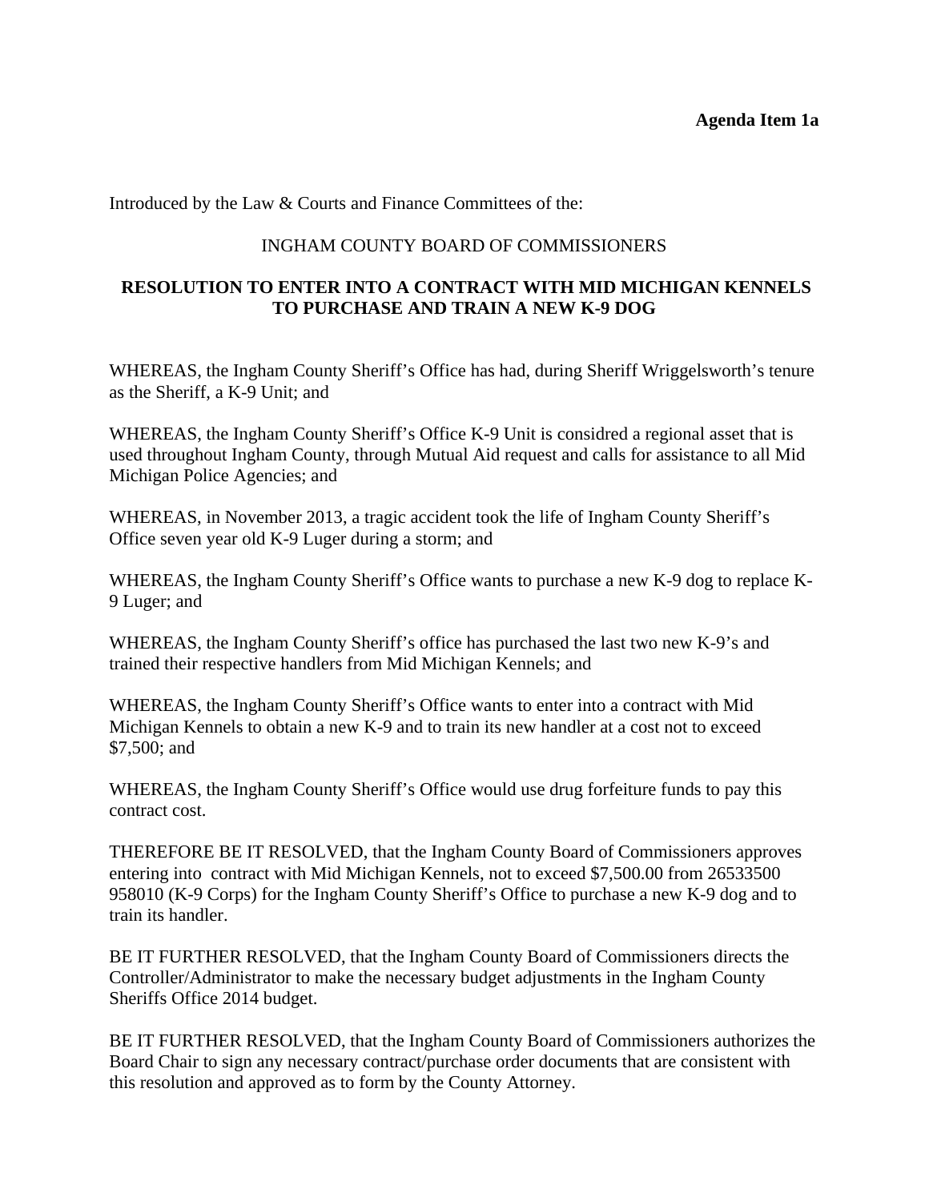**Agenda Item 1a**

Introduced by the Law & Courts and Finance Committees of the:

INGHAM COUNTY BOARD OF COMMISSIONERS

**RESOLUTION TO ENTER INTO A CONTRACT WITH MID MICHIGAN KENNELS TO PURCHASE AND TRAIN A NEW K-9 DOG**

WHEREAS, the Ingham County Sheriff's Office has had, during Sheriff Wriggelsworth's tenure as the Sheriff, a K-9 Unit; and

WHEREAS, the Ingham County Sheriff's Office K-9 Unit is considred a regional asset that is used throughout Ingham County, through Mutual Aid request and calls for assistance to all Mid Michigan Police Agencies; and

WHEREAS, in November 2013, a tragic accident took the life of Ingham County Sheriff's Office seven year old K-9 Luger during a storm; and

WHEREAS, the Ingham County Sheriff's Office wants to purchase a new K-9 dog to replace K-9 Luger; and

WHEREAS, the Ingham County Sheriff's office has purchased the last two new K-9's and trained their respective handlers from Mid Michigan Kennels; and

WHEREAS, the Ingham County Sheriff's Office wants to enter into a contract with Mid Michigan Kennels to obtain a new K-9 and to train its new handler at a cost not to exceed $7,500; and

WHEREAS, the Ingham County Sheriff's Office would use drug forfeiture funds to pay this contract cost.

THEREFORE BE IT RESOLVED, that the Ingham County Board of Commissioners approves entering into contract with Mid Michigan Kennels, not to exceed $7,500.00 from 26533500 958010 (K-9 Corps) for the Ingham County Sheriff's Office to purchase a new K-9 dog and to train its handler.

BE IT FURTHER RESOLVED, that the Ingham County Board of Commissioners directs the Controller/Administrator to make the necessary budget adjustments in the Ingham County Sheriffs Office 2014 budget.

BE IT FURTHER RESOLVED, that the Ingham County Board of Commissioners authorizes the Board Chair to sign any necessary contract/purchase order documents that are consistent with this resolution and approved as to form by the County Attorney.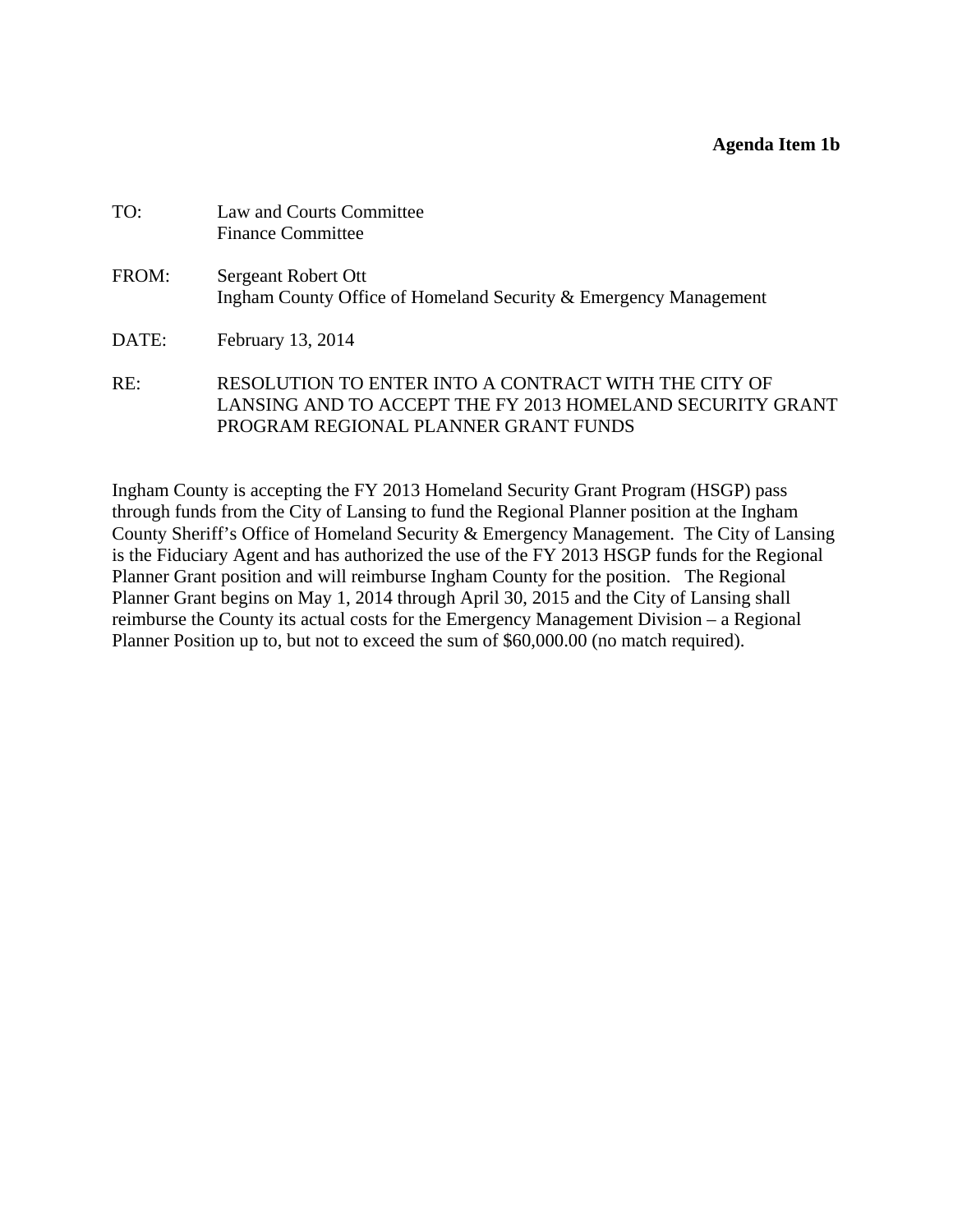**Agenda Item 1b**

TO: Law and Courts Committee
Finance Committee

FROM: Sergeant Robert Ott
Ingham County Office of Homeland Security & Emergency Management

DATE: February 13, 2014

RE: RESOLUTION TO ENTER INTO A CONTRACT WITH THE CITY OF LANSING AND TO ACCEPT THE FY 2013 HOMELAND SECURITY GRANT PROGRAM REGIONAL PLANNER GRANT FUNDS

Ingham County is accepting the FY 2013 Homeland Security Grant Program (HSGP) pass through funds from the City of Lansing to fund the Regional Planner position at the Ingham County Sheriff's Office of Homeland Security & Emergency Management. The City of Lansing is the Fiduciary Agent and has authorized the use of the FY 2013 HSGP funds for the Regional Planner Grant position and will reimburse Ingham County for the position. The Regional Planner Grant begins on May 1, 2014 through April 30, 2015 and the City of Lansing shall reimburse the County its actual costs for the Emergency Management Division – a Regional Planner Position up to, but not to exceed the sum of $60,000.00 (no match required).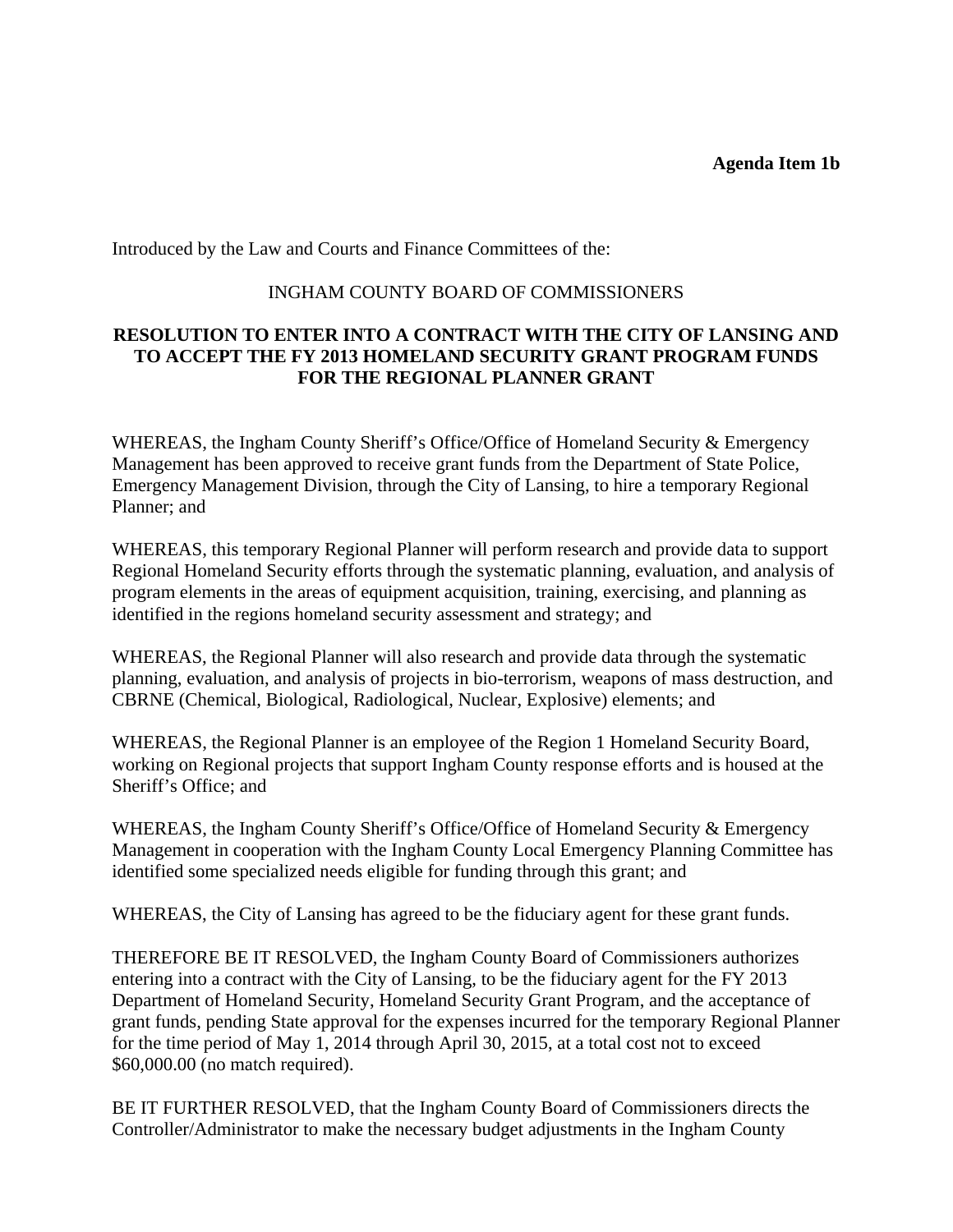**Agenda Item 1b**

Introduced by the Law and Courts and Finance Committees of the:

INGHAM COUNTY BOARD OF COMMISSIONERS

**RESOLUTION TO ENTER INTO A CONTRACT WITH THE CITY OF LANSING AND TO ACCEPT THE FY 2013 HOMELAND SECURITY GRANT PROGRAM FUNDS FOR THE REGIONAL PLANNER GRANT**

WHEREAS, the Ingham County Sheriff's Office/Office of Homeland Security & Emergency Management has been approved to receive grant funds from the Department of State Police, Emergency Management Division, through the City of Lansing, to hire a temporary Regional Planner; and

WHEREAS, this temporary Regional Planner will perform research and provide data to support Regional Homeland Security efforts through the systematic planning, evaluation, and analysis of program elements in the areas of equipment acquisition, training, exercising, and planning as identified in the regions homeland security assessment and strategy; and

WHEREAS, the Regional Planner will also research and provide data through the systematic planning, evaluation, and analysis of projects in bio-terrorism, weapons of mass destruction, and CBRNE (Chemical, Biological, Radiological, Nuclear, Explosive) elements; and

WHEREAS, the Regional Planner is an employee of the Region 1 Homeland Security Board, working on Regional projects that support Ingham County response efforts and is housed at the Sheriff's Office; and

WHEREAS, the Ingham County Sheriff's Office/Office of Homeland Security & Emergency Management in cooperation with the Ingham County Local Emergency Planning Committee has identified some specialized needs eligible for funding through this grant; and

WHEREAS, the City of Lansing has agreed to be the fiduciary agent for these grant funds.

THEREFORE BE IT RESOLVED, the Ingham County Board of Commissioners authorizes entering into a contract with the City of Lansing, to be the fiduciary agent for the FY 2013 Department of Homeland Security, Homeland Security Grant Program, and the acceptance of grant funds, pending State approval for the expenses incurred for the temporary Regional Planner for the time period of May 1, 2014 through April 30, 2015, at a total cost not to exceed $60,000.00 (no match required).

BE IT FURTHER RESOLVED, that the Ingham County Board of Commissioners directs the Controller/Administrator to make the necessary budget adjustments in the Ingham County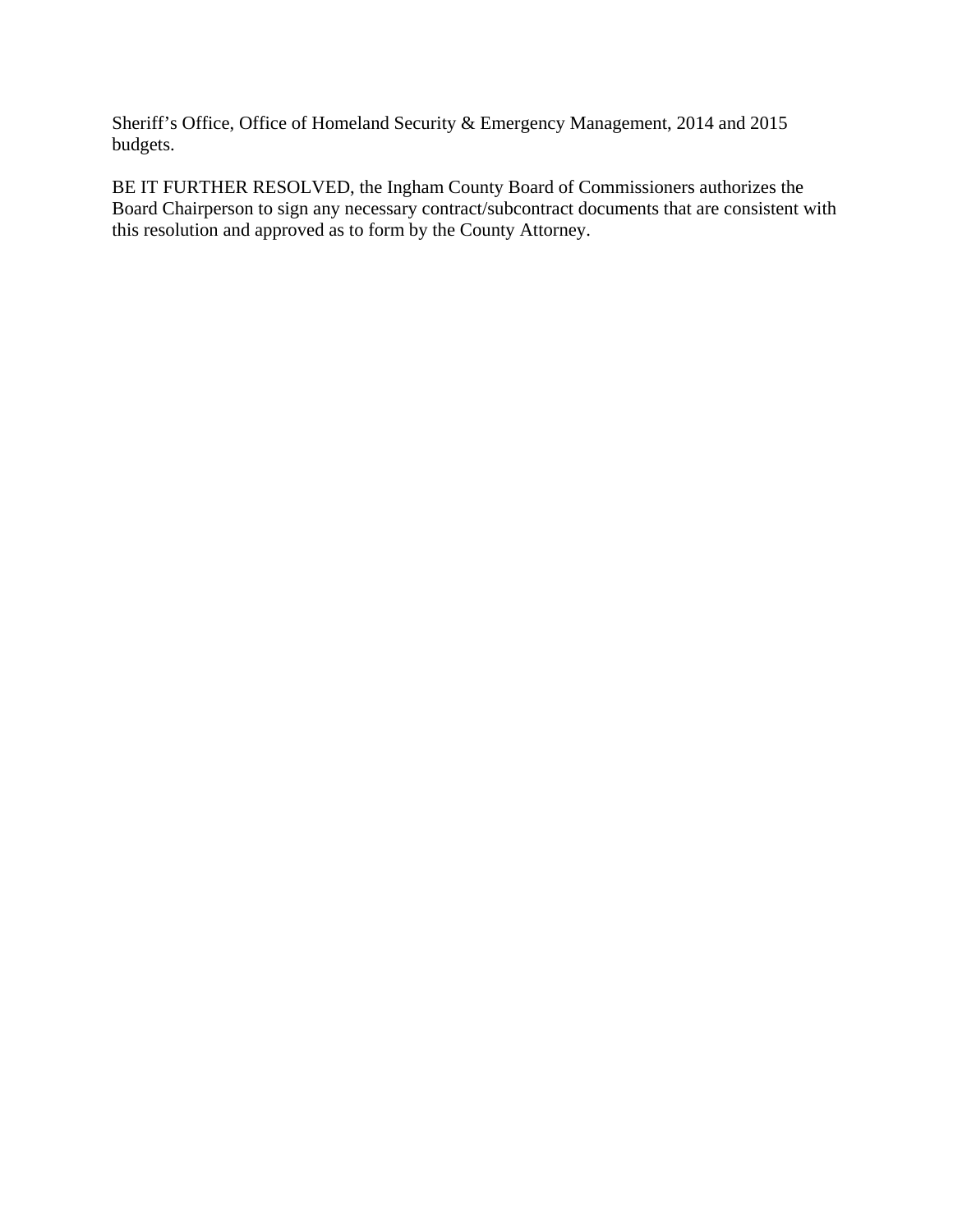Sheriff's Office, Office of Homeland Security & Emergency Management, 2014 and 2015 budgets.

BE IT FURTHER RESOLVED, the Ingham County Board of Commissioners authorizes the Board Chairperson to sign any necessary contract/subcontract documents that are consistent with this resolution and approved as to form by the County Attorney.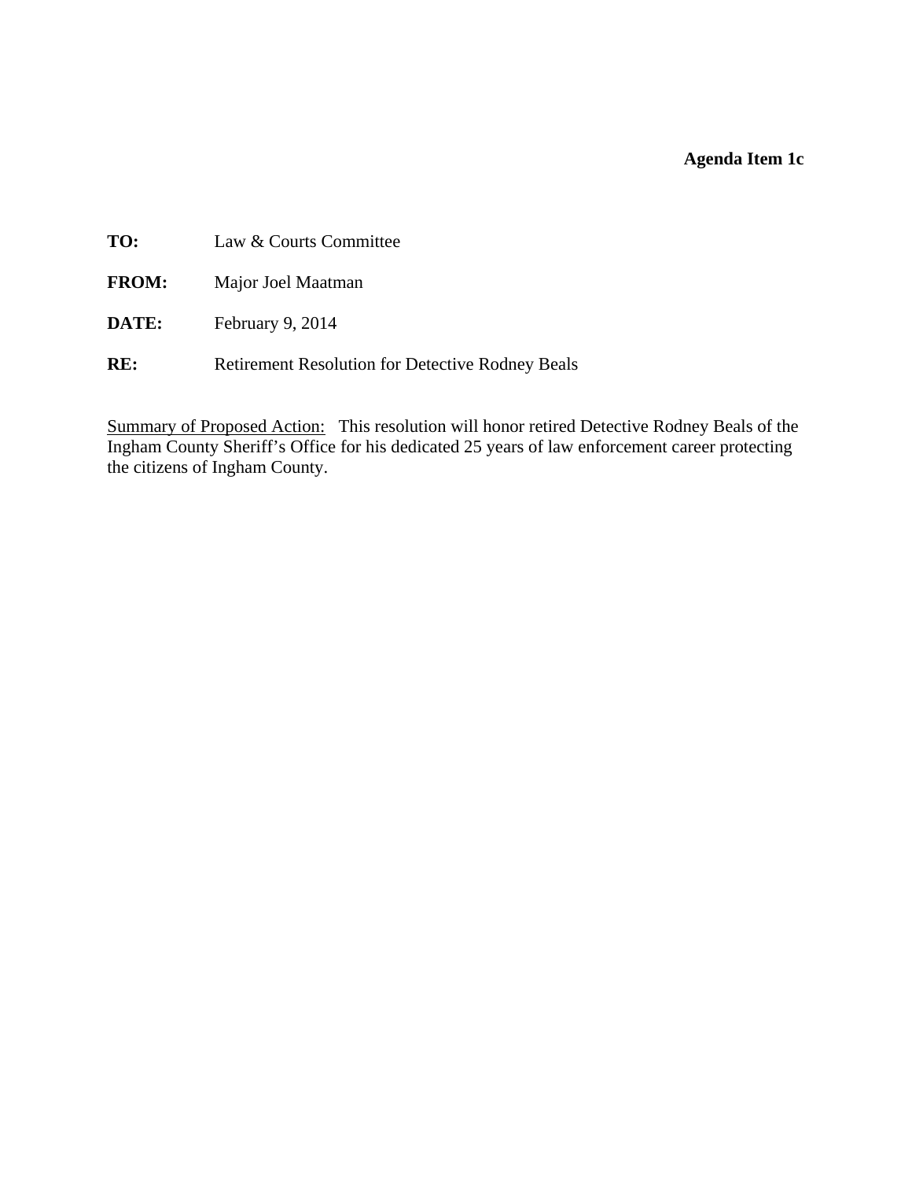**Agenda Item 1c**

**TO:** Law & Courts Committee

**FROM:** Major Joel Maatman

**DATE:** February 9, 2014

**RE:** Retirement Resolution for Detective Rodney Beals

Summary of Proposed Action: This resolution will honor retired Detective Rodney Beals of the Ingham County Sheriff's Office for his dedicated 25 years of law enforcement career protecting the citizens of Ingham County.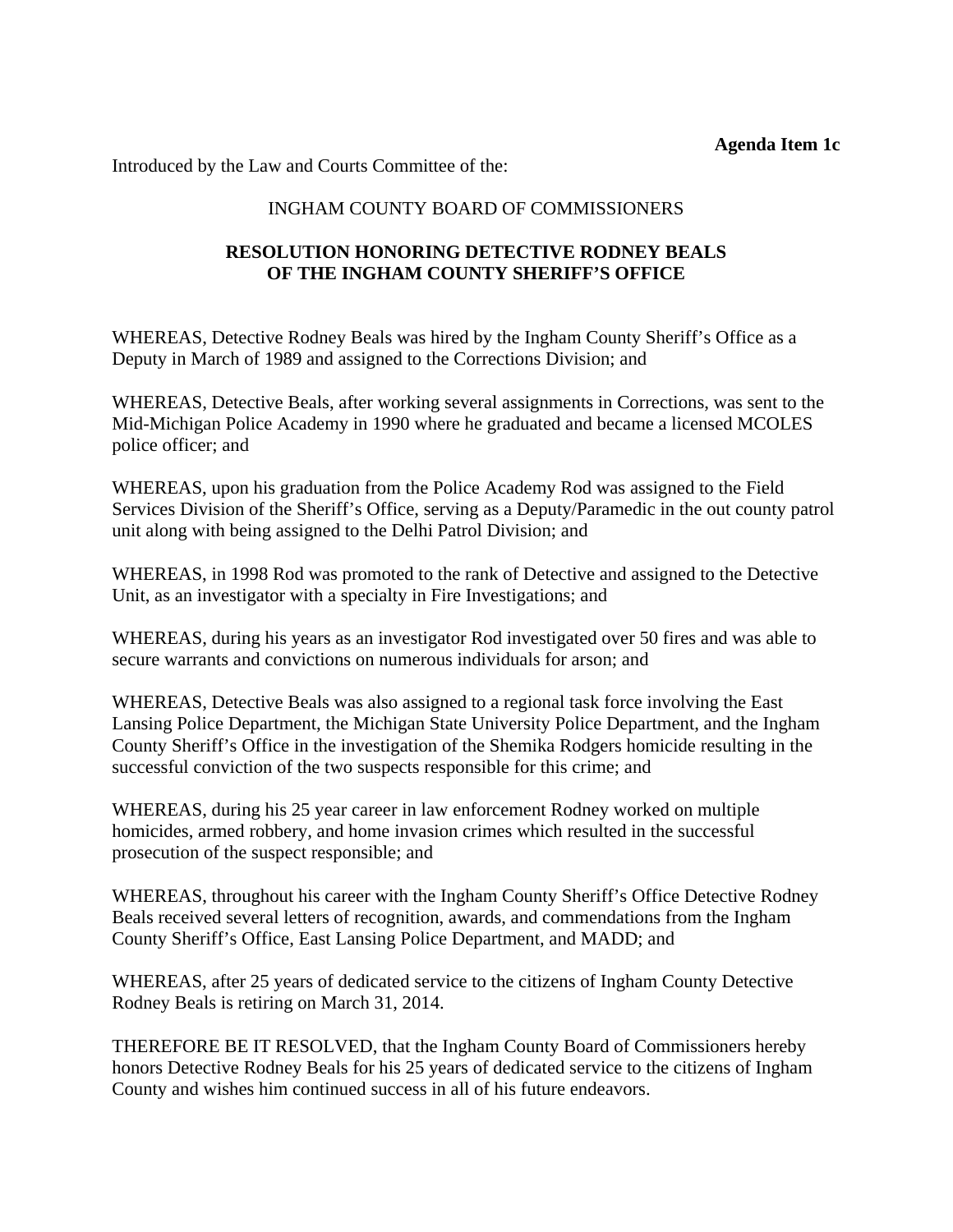**Agenda Item 1c**

Introduced by the Law and Courts Committee of the:

INGHAM COUNTY BOARD OF COMMISSIONERS

**RESOLUTION HONORING DETECTIVE RODNEY BEALS OF THE INGHAM COUNTY SHERIFF'S OFFICE**

WHEREAS, Detective Rodney Beals was hired by the Ingham County Sheriff's Office as a Deputy in March of 1989 and assigned to the Corrections Division; and

WHEREAS, Detective Beals, after working several assignments in Corrections, was sent to the Mid-Michigan Police Academy in 1990 where he graduated and became a licensed MCOLES police officer; and

WHEREAS, upon his graduation from the Police Academy Rod was assigned to the Field Services Division of the Sheriff's Office, serving as a Deputy/Paramedic in the out county patrol unit along with being assigned to the Delhi Patrol Division; and

WHEREAS, in 1998 Rod was promoted to the rank of Detective and assigned to the Detective Unit, as an investigator with a specialty in Fire Investigations; and

WHEREAS, during his years as an investigator Rod investigated over 50 fires and was able to secure warrants and convictions on numerous individuals for arson; and

WHEREAS, Detective Beals was also assigned to a regional task force involving the East Lansing Police Department, the Michigan State University Police Department, and the Ingham County Sheriff's Office in the investigation of the Shemika Rodgers homicide resulting in the successful conviction of the two suspects responsible for this crime; and

WHEREAS, during his 25 year career in law enforcement Rodney worked on multiple homicides, armed robbery, and home invasion crimes which resulted in the successful prosecution of the suspect responsible; and

WHEREAS, throughout his career with the Ingham County Sheriff's Office Detective Rodney Beals received several letters of recognition, awards, and commendations from the Ingham County Sheriff's Office, East Lansing Police Department, and MADD; and

WHEREAS, after 25 years of dedicated service to the citizens of Ingham County Detective Rodney Beals is retiring on March 31, 2014.

THEREFORE BE IT RESOLVED, that the Ingham County Board of Commissioners hereby honors Detective Rodney Beals for his 25 years of dedicated service to the citizens of Ingham County and wishes him continued success in all of his future endeavors.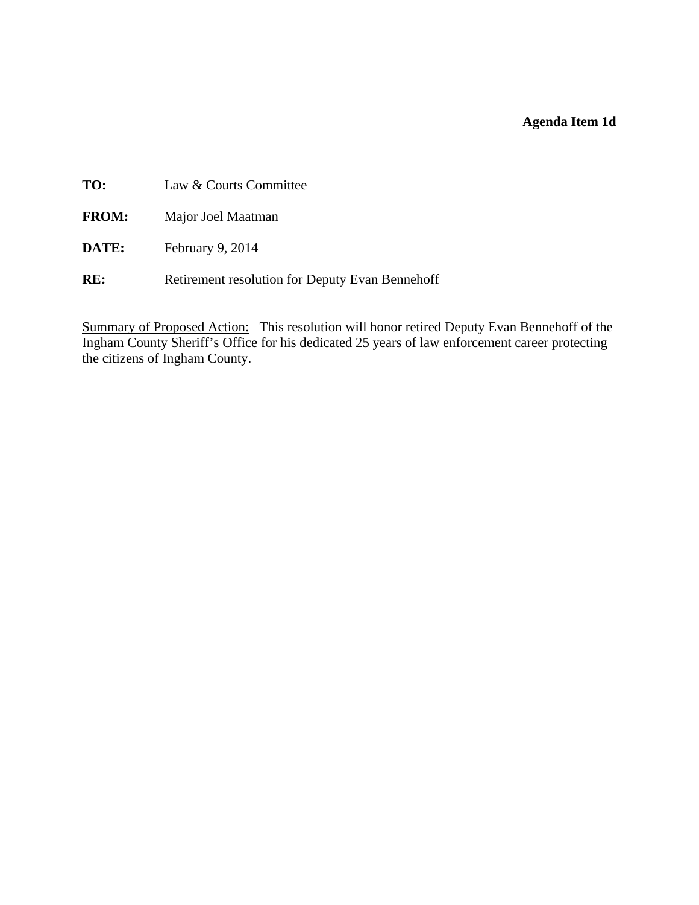**Agenda Item 1d**

**TO:** Law & Courts Committee

**FROM:** Major Joel Maatman

**DATE:** February 9, 2014

**RE:** Retirement resolution for Deputy Evan Bennehoff

Summary of Proposed Action: This resolution will honor retired Deputy Evan Bennehoff of the Ingham County Sheriff's Office for his dedicated 25 years of law enforcement career protecting the citizens of Ingham County.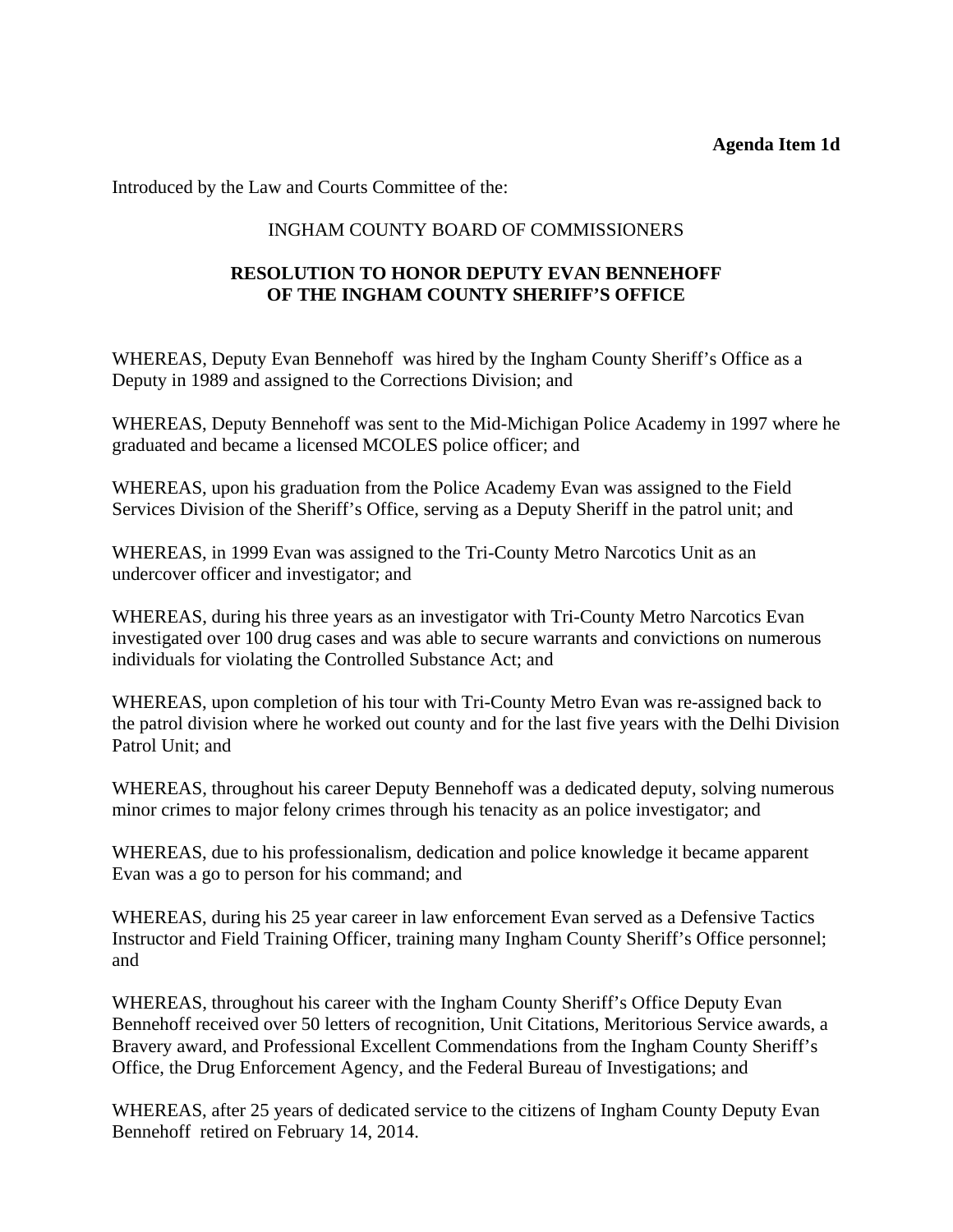**Agenda Item 1d**

Introduced by the Law and Courts Committee of the:

INGHAM COUNTY BOARD OF COMMISSIONERS

**RESOLUTION TO HONOR DEPUTY EVAN BENNEHOFF OF THE INGHAM COUNTY SHERIFF'S OFFICE**

WHEREAS, Deputy Evan Bennehoff was hired by the Ingham County Sheriff's Office as a Deputy in 1989 and assigned to the Corrections Division; and

WHEREAS, Deputy Bennehoff was sent to the Mid-Michigan Police Academy in 1997 where he graduated and became a licensed MCOLES police officer; and

WHEREAS, upon his graduation from the Police Academy Evan was assigned to the Field Services Division of the Sheriff's Office, serving as a Deputy Sheriff in the patrol unit; and

WHEREAS, in 1999 Evan was assigned to the Tri-County Metro Narcotics Unit as an undercover officer and investigator; and

WHEREAS, during his three years as an investigator with Tri-County Metro Narcotics Evan investigated over 100 drug cases and was able to secure warrants and convictions on numerous individuals for violating the Controlled Substance Act; and

WHEREAS, upon completion of his tour with Tri-County Metro Evan was re-assigned back to the patrol division where he worked out county and for the last five years with the Delhi Division Patrol Unit; and

WHEREAS, throughout his career Deputy Bennehoff was a dedicated deputy, solving numerous minor crimes to major felony crimes through his tenacity as an police investigator; and

WHEREAS, due to his professionalism, dedication and police knowledge it became apparent Evan was a go to person for his command; and

WHEREAS, during his 25 year career in law enforcement Evan served as a Defensive Tactics Instructor and Field Training Officer, training many Ingham County Sheriff's Office personnel; and

WHEREAS, throughout his career with the Ingham County Sheriff's Office Deputy Evan Bennehoff received over 50 letters of recognition, Unit Citations, Meritorious Service awards, a Bravery award, and Professional Excellent Commendations from the Ingham County Sheriff's Office, the Drug Enforcement Agency, and the Federal Bureau of Investigations; and

WHEREAS, after 25 years of dedicated service to the citizens of Ingham County Deputy Evan Bennehoff retired on February 14, 2014.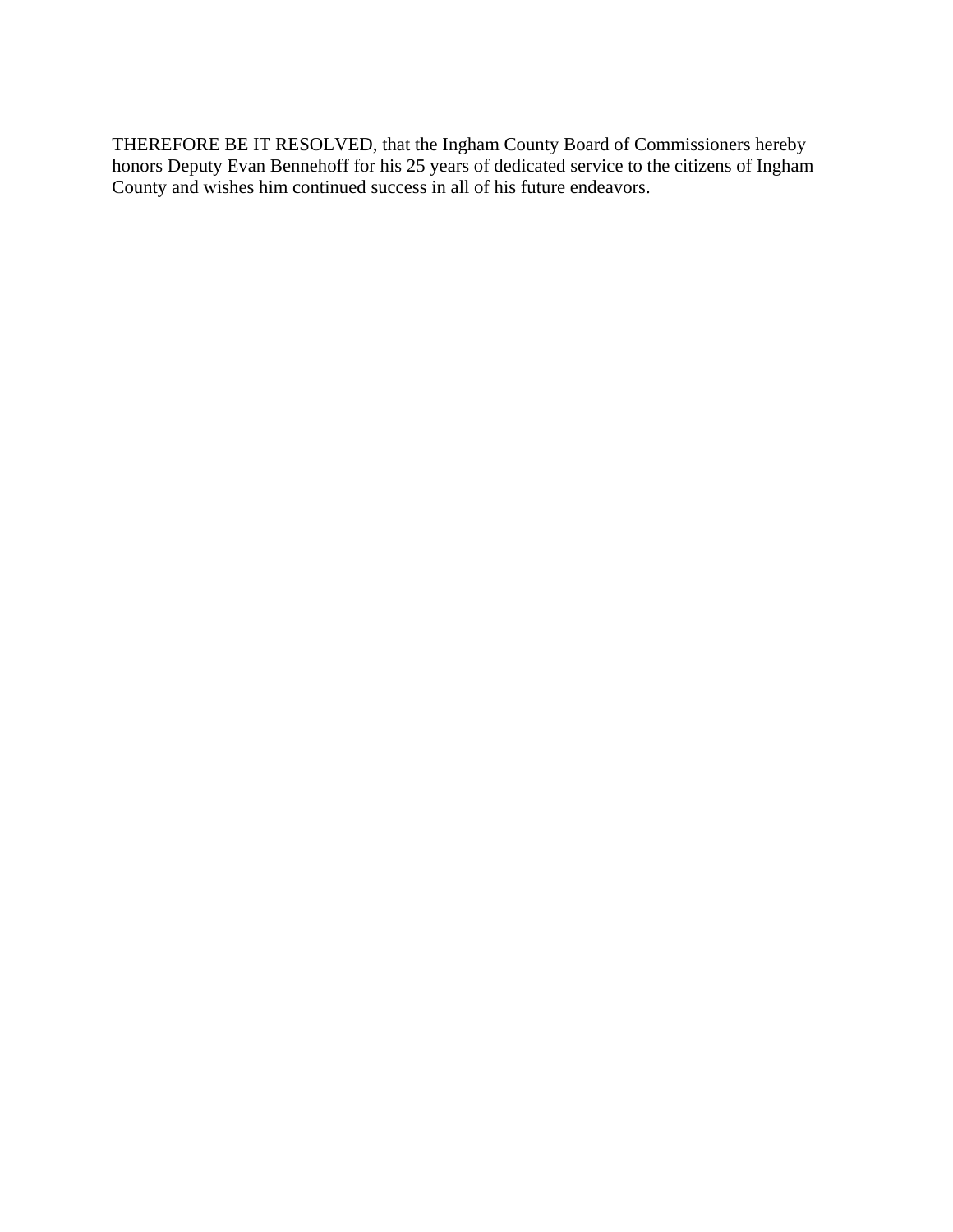THEREFORE BE IT RESOLVED, that the Ingham County Board of Commissioners hereby honors Deputy Evan Bennehoff for his 25 years of dedicated service to the citizens of Ingham County and wishes him continued success in all of his future endeavors.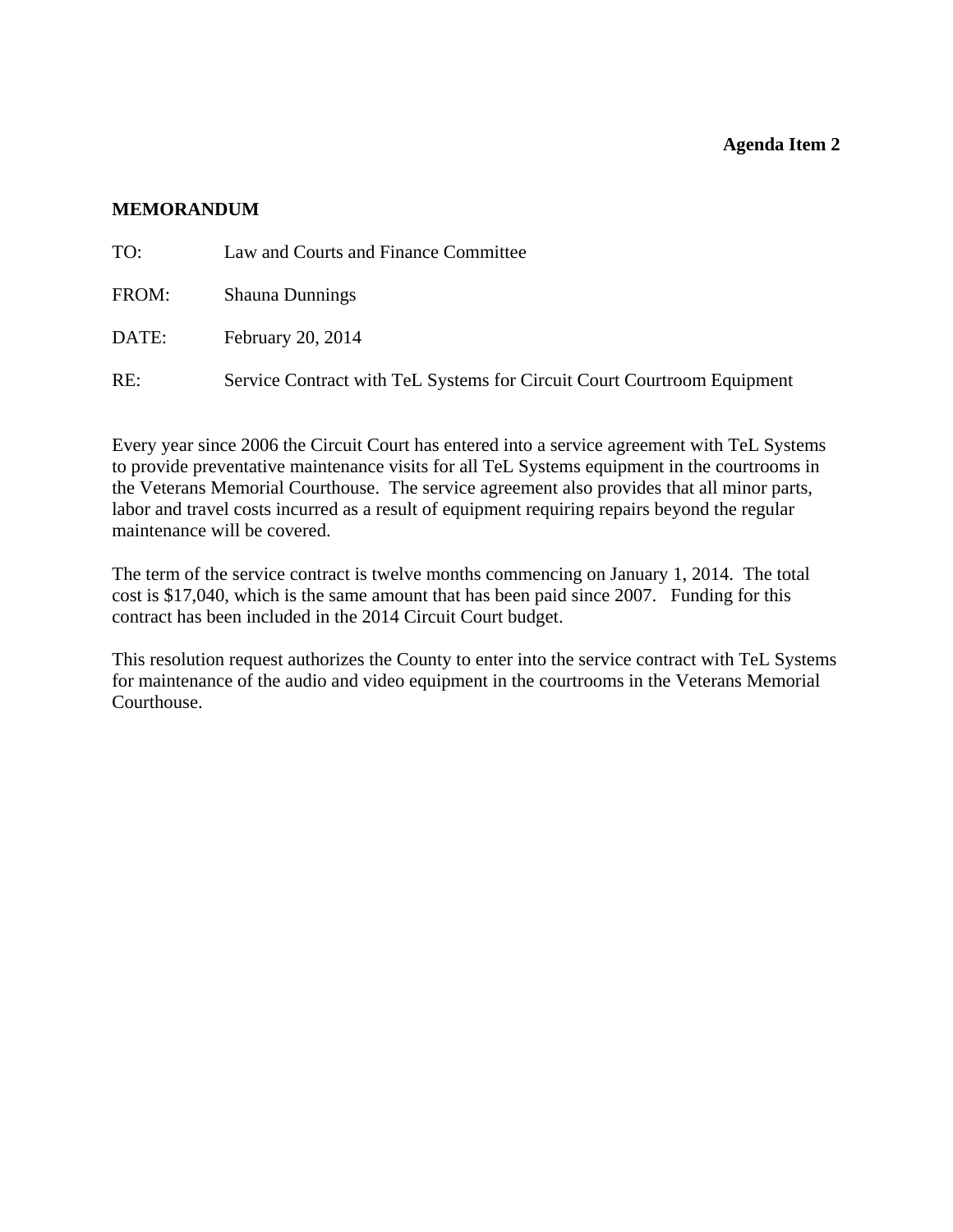**Agenda Item 2**

**MEMORANDUM**

TO: Law and Courts and Finance Committee

FROM: Shauna Dunnings

DATE: February 20, 2014

RE: Service Contract with TeL Systems for Circuit Court Courtroom Equipment

Every year since 2006 the Circuit Court has entered into a service agreement with TeL Systems to provide preventative maintenance visits for all TeL Systems equipment in the courtrooms in the Veterans Memorial Courthouse. The service agreement also provides that all minor parts, labor and travel costs incurred as a result of equipment requiring repairs beyond the regular maintenance will be covered.

The term of the service contract is twelve months commencing on January 1, 2014. The total cost is $17,040, which is the same amount that has been paid since 2007. Funding for this contract has been included in the 2014 Circuit Court budget.

This resolution request authorizes the County to enter into the service contract with TeL Systems for maintenance of the audio and video equipment in the courtrooms in the Veterans Memorial Courthouse.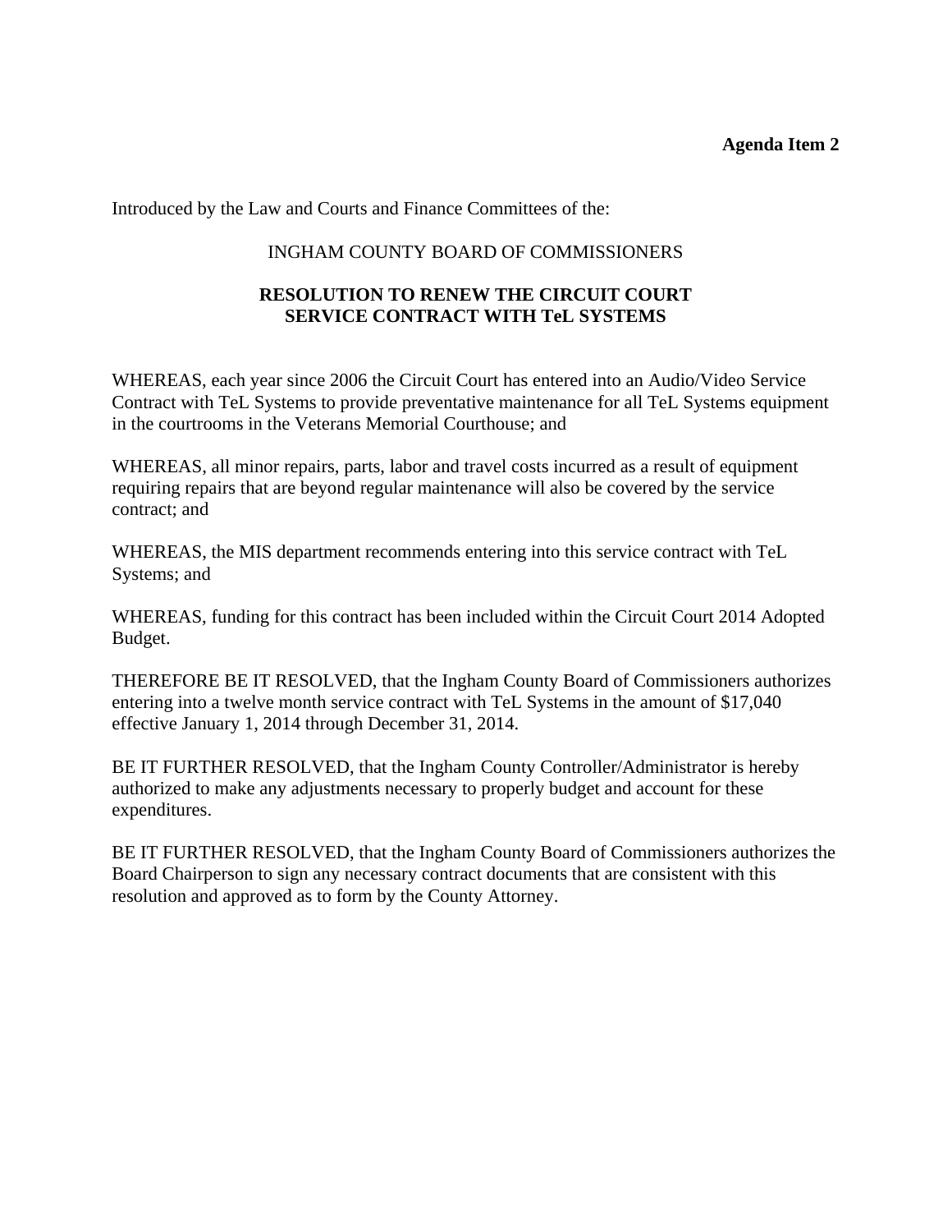**Agenda Item 2**

Introduced by the Law and Courts and Finance Committees of the:

INGHAM COUNTY BOARD OF COMMISSIONERS

**RESOLUTION TO RENEW THE CIRCUIT COURT SERVICE CONTRACT WITH TeL SYSTEMS**

WHEREAS, each year since 2006 the Circuit Court has entered into an Audio/Video Service Contract with TeL Systems to provide preventative maintenance for all TeL Systems equipment in the courtrooms in the Veterans Memorial Courthouse; and

WHEREAS, all minor repairs, parts, labor and travel costs incurred as a result of equipment requiring repairs that are beyond regular maintenance will also be covered by the service contract; and

WHEREAS, the MIS department recommends entering into this service contract with TeL Systems; and

WHEREAS, funding for this contract has been included within the Circuit Court 2014 Adopted Budget.

THEREFORE BE IT RESOLVED, that the Ingham County Board of Commissioners authorizes entering into a twelve month service contract with TeL Systems in the amount of $17,040 effective January 1, 2014 through December 31, 2014.

BE IT FURTHER RESOLVED, that the Ingham County Controller/Administrator is hereby authorized to make any adjustments necessary to properly budget and account for these expenditures.

BE IT FURTHER RESOLVED, that the Ingham County Board of Commissioners authorizes the Board Chairperson to sign any necessary contract documents that are consistent with this resolution and approved as to form by the County Attorney.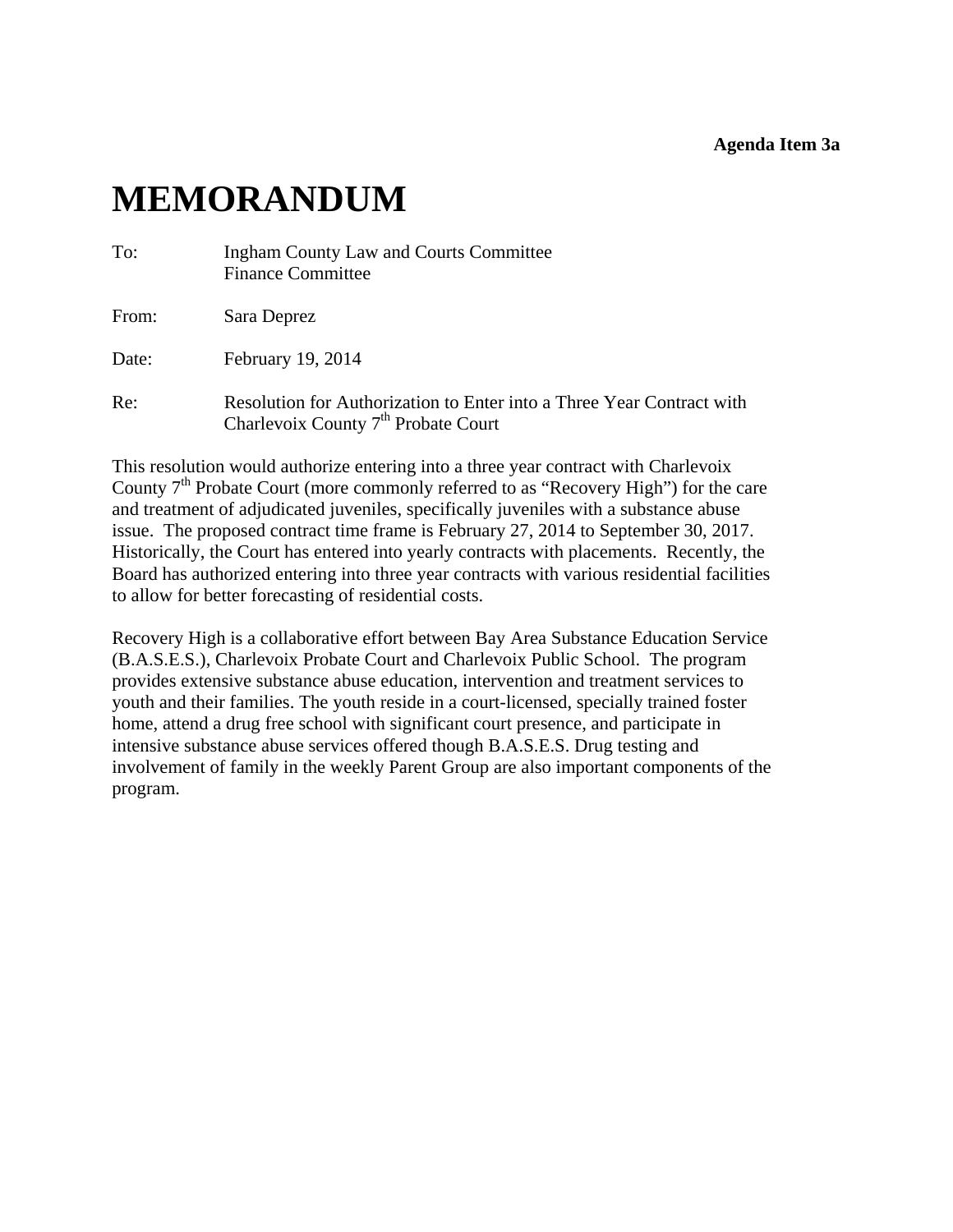**Agenda Item 3a**

# MEMORANDUM

To: Ingham County Law and Courts Committee
Finance Committee

From: Sara Deprez

Date: February 19, 2014

Re: Resolution for Authorization to Enter into a Three Year Contract with Charlevoix County 7th Probate Court

This resolution would authorize entering into a three year contract with Charlevoix County 7th Probate Court (more commonly referred to as "Recovery High") for the care and treatment of adjudicated juveniles, specifically juveniles with a substance abuse issue. The proposed contract time frame is February 27, 2014 to September 30, 2017. Historically, the Court has entered into yearly contracts with placements. Recently, the Board has authorized entering into three year contracts with various residential facilities to allow for better forecasting of residential costs.

Recovery High is a collaborative effort between Bay Area Substance Education Service (B.A.S.E.S.), Charlevoix Probate Court and Charlevoix Public School. The program provides extensive substance abuse education, intervention and treatment services to youth and their families. The youth reside in a court-licensed, specially trained foster home, attend a drug free school with significant court presence, and participate in intensive substance abuse services offered though B.A.S.E.S. Drug testing and involvement of family in the weekly Parent Group are also important components of the program.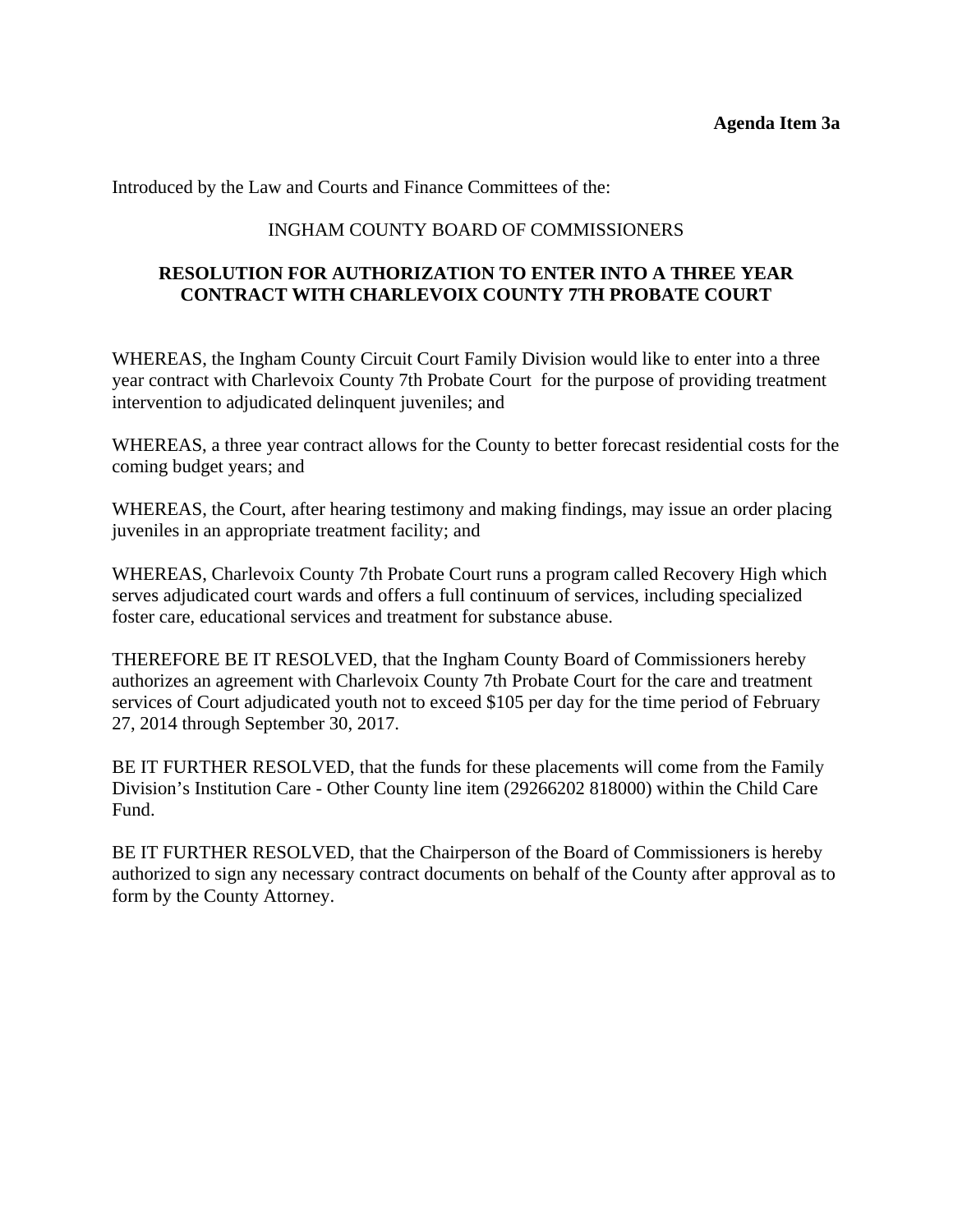**Agenda Item 3a**

Introduced by the Law and Courts and Finance Committees of the:

INGHAM COUNTY BOARD OF COMMISSIONERS

**RESOLUTION FOR AUTHORIZATION TO ENTER INTO A THREE YEAR CONTRACT WITH CHARLEVOIX COUNTY 7TH PROBATE COURT**

WHEREAS, the Ingham County Circuit Court Family Division would like to enter into a three year contract with Charlevoix County 7th Probate Court for the purpose of providing treatment intervention to adjudicated delinquent juveniles; and

WHEREAS, a three year contract allows for the County to better forecast residential costs for the coming budget years; and

WHEREAS, the Court, after hearing testimony and making findings, may issue an order placing juveniles in an appropriate treatment facility; and

WHEREAS, Charlevoix County 7th Probate Court runs a program called Recovery High which serves adjudicated court wards and offers a full continuum of services, including specialized foster care, educational services and treatment for substance abuse.

THEREFORE BE IT RESOLVED, that the Ingham County Board of Commissioners hereby authorizes an agreement with Charlevoix County 7th Probate Court for the care and treatment services of Court adjudicated youth not to exceed $105 per day for the time period of February 27, 2014 through September 30, 2017.

BE IT FURTHER RESOLVED, that the funds for these placements will come from the Family Division's Institution Care - Other County line item (29266202 818000) within the Child Care Fund.

BE IT FURTHER RESOLVED, that the Chairperson of the Board of Commissioners is hereby authorized to sign any necessary contract documents on behalf of the County after approval as to form by the County Attorney.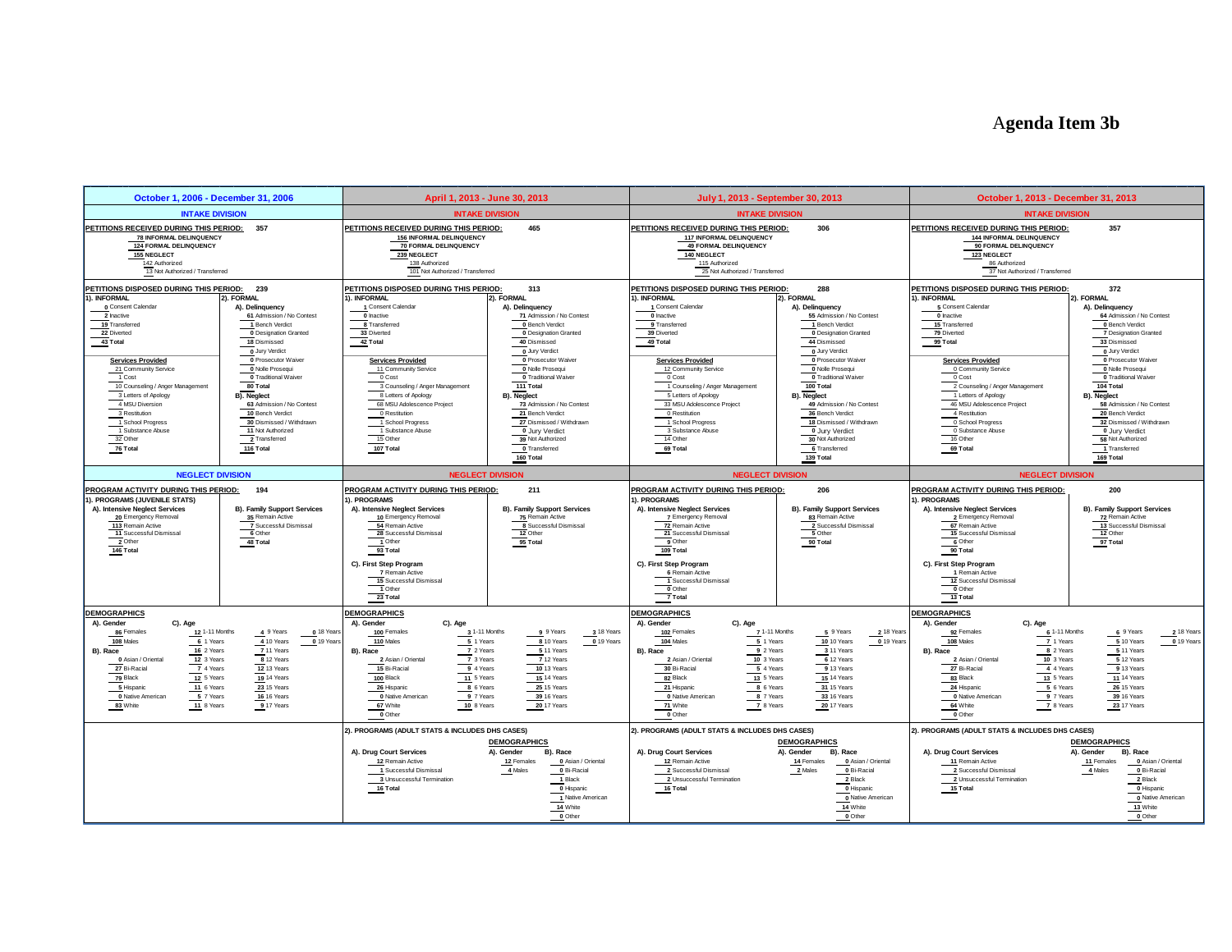# Agenda Item 3b

## October 1, 2006 - December 31, 2006

### INTAKE DIVISION

**PETITIONS RECEIVED DURING THIS PERIOD: 357**

- 78 INFORMAL DELINQUENCY
- 124 FORMAL DELINQUENCY
- 155 NEGLECT
  - 142 Authorized
  - 13 Not Authorized / Transferred

**PETITIONS DISPOSED DURING THIS PERIOD: 239**

**1). INFORMAL**

- 0 Consent Calendar
- 2 Inactive
- 19 Transferred
- 22 Diverted
- 43 Total

**Services Provided**

- 21 Community Service
- 1 Cost
- 10 Counseling / Anger Management
- 3 Letters of Apology
- 4 MSU Diversion
- 3 Restitution
- 1 School Progress
- 1 Substance Abuse
- 32 Other
- 76 Total

**2). FORMAL**

**A). Delinquency**

- 61 Admission / No Contest
- 1 Bench Verdict
- 0 Designation Granted
- 18 Dismissed
- 0 Jury Verdict
- 0 Prosecutor Waiver
- 0 Nolle Prosequi
- 0 Traditional Waiver
- 80 Total

**B). Neglect**

- 63 Admission / No Contest
- 10 Bench Verdict
- 30 Dismissed / Withdrawn
- 11 Not Authorized
- 2 Transferred
- 116 Total

### NEGLECT DIVISION

**PROGRAM ACTIVITY DURING THIS PERIOD: 194**

**1). PROGRAMS (JUVENILE STATS)**

**A). Intensive Neglect Services**

- 20 Emergency Removal
- 113 Remain Active
- 11 Successful Dismissal
- 2 Other
- 146 Total

**B). Family Support Services**

- 35 Remain Active
- 7 Successful Dismissal
- 6 Other
- 48 Total

**DEMOGRAPHICS**

**A). Gender**

- 86 Females
- 108 Males

**B). Race**

- 0 Asian / Oriental
- 27 Bi-Racial
- 79 Black
- 5 Hispanic
- 0 Native American
- 83 White

**C). Age**

- 12 1-11 Months
- 6 1 Years
- 16 2 Years
- 12 3 Years
- 7 4 Years
- 12 5 Years
- 11 6 Years
- 5 7 Years
- 11 8 Years
- 4 9 Years
- 4 10 Years
- 7 11 Years
- 8 12 Years
- 12 13 Years
- 19 14 Years
- 23 15 Years
- 16 16 Years
- 9 17 Years
- 0 18 Years
- 0 19 Years

## April 1, 2013 - June 30, 2013

### INTAKE DIVISION

**PETITIONS RECEIVED DURING THIS PERIOD: 465**

- 156 INFORMAL DELINQUENCY
- 70 FORMAL DELINQUENCY
- 239 NEGLECT
  - 138 Authorized
  - 101 Not Authorized / Transferred

**PETITIONS DISPOSED DURING THIS PERIOD: 313**

**1). INFORMAL**

- 1 Consent Calendar
- 0 Inactive
- 8 Transferred
- 33 Diverted
- 42 Total

**Services Provided**

- 11 Community Service
- 0 Cost
- 3 Counseling / Anger Management
- 8 Letters of Apology
- 68 MSU Adolescence Project
- 0 Restitution
- 1 School Progress
- 1 Substance Abuse
- 15 Other
- 107 Total

**2). FORMAL**

**A). Delinquency**

- 71 Admission / No Contest
- 0 Bench Verdict
- 0 Designation Granted
- 40 Dismissed
- 0 Jury Verdict
- 0 Prosecutor Waiver
- 0 Nolle Prosequi
- 0 Traditional Waiver
- 111 Total

**B). Neglect**

- 73 Admission / No Contest
- 21 Bench Verdict
- 27 Dismissed / Withdrawn
- 0 Jury Verdict
- 39 Not Authorized
- 0 Transferred
- 160 Total

### NEGLECT DIVISION

**PROGRAM ACTIVITY DURING THIS PERIOD: 211**

**1). PROGRAMS**

**A). Intensive Neglect Services**

- 10 Emergency Removal
- 54 Remain Active
- 28 Successful Dismissal
- 1 Other
- 93 Total

**B). Family Support Services**

- 75 Remain Active
- 8 Successful Dismissal
- 12 Other
- 95 Total

**C). First Step Program**

- 7 Remain Active
- 15 Successful Dismissal
- 1 Other
- 23 Total

**DEMOGRAPHICS**

**A). Gender**

- 100 Females
- 110 Males

**B). Race**

- 2 Asian / Oriental
- 15 Bi-Racial
- 100 Black
- 26 Hispanic
- 0 Native American
- 67 White
- 0 Other

**C). Age**

- 3 1-11 Months
- 5 1 Years
- 7 2 Years
- 7 3 Years
- 9 4 Years
- 11 5 Years
- 8 6 Years
- 9 7 Years
- 10 8 Years
- 9 9 Years
- 8 10 Years
- 5 11 Years
- 7 12 Years
- 10 13 Years
- 15 14 Years
- 25 15 Years
- 39 16 Years
- 20 17 Years
- 3 18 Years
- 0 19 Years

**2). PROGRAMS (ADULT STATS & INCLUDES DHS CASES)**

**A). Drug Court Services**

- 12 Remain Active
- 1 Successful Dismissal
- 3 Unsuccessful Termination
- 16 Total

**DEMOGRAPHICS**

**A). Gender**

- 12 Females
- 4 Males

**B). Race**

- 0 Asian / Oriental
- 0 Bi-Racial
- 1 Black
- 0 Hispanic
- 1 Native American
- 14 White
- 0 Other

## July 1, 2013 - September 30, 2013

### INTAKE DIVISION

**PETITIONS RECEIVED DURING THIS PERIOD: 306**

- 117 INFORMAL DELINQUENCY
- 49 FORMAL DELINQUENCY
- 140 NEGLECT
  - 115 Authorized
  - 25 Not Authorized / Transferred

**PETITIONS DISPOSED DURING THIS PERIOD: 288**

**1). INFORMAL**

- 1 Consent Calendar
- 0 Inactive
- 9 Transferred
- 39 Diverted
- 49 Total

**Services Provided**

- 12 Community Service
- 0 Cost
- 1 Counseling / Anger Management
- 5 Letters of Apology
- 33 MSU Adolescence Project
- 0 Restitution
- 1 School Progress
- 3 Substance Abuse
- 14 Other
- 69 Total

**2). FORMAL**

**A). Delinquency**

- 55 Admission / No Contest
- 1 Bench Verdict
- 0 Designation Granted
- 44 Dismissed
- 0 Jury Verdict
- 0 Prosecutor Waiver
- 0 Nolle Prosequi
- 0 Traditional Waiver
- 100 Total

**B). Neglect**

- 49 Admission / No Contest
- 36 Bench Verdict
- 18 Dismissed / Withdrawn
- 0 Jury Verdict
- 30 Not Authorized
- 6 Transferred
- 139 Total

### NEGLECT DIVISION

**PROGRAM ACTIVITY DURING THIS PERIOD: 206**

**1). PROGRAMS**

**A). Intensive Neglect Services**

- 7 Emergency Removal
- 72 Remain Active
- 21 Successful Dismissal
- 9 Other
- 109 Total

**B). Family Support Services**

- 83 Remain Active
- 2 Successful Dismissal
- 5 Other
- 90 Total

**C). First Step Program**

- 6 Remain Active
- 1 Successful Dismissal
- 0 Other
- 7 Total

**DEMOGRAPHICS**

**A). Gender**

- 102 Females
- 104 Males

**B). Race**

- 2 Asian / Oriental
- 30 Bi-Racial
- 82 Black
- 21 Hispanic
- 0 Native American
- 71 White
- 0 Other

**C). Age**

- 7 1-11 Months
- 5 1 Years
- 9 2 Years
- 10 3 Years
- 5 4 Years
- 13 5 Years
- 8 6 Years
- 8 7 Years
- 7 8 Years
- 5 9 Years
- 10 10 Years
- 3 11 Years
- 6 12 Years
- 9 13 Years
- 15 14 Years
- 31 15 Years
- 33 16 Years
- 20 17 Years
- 2 18 Years
- 0 19 Years

**2). PROGRAMS (ADULT STATS & INCLUDES DHS CASES)**

**A). Drug Court Services**

- 12 Remain Active
- 2 Successful Dismissal
- 2 Unsuccessful Termination
- 16 Total

**DEMOGRAPHICS**

**A). Gender**

- 14 Females
- 2 Males

**B). Race**

- 0 Asian / Oriental
- 0 Bi-Racial
- 2 Black
- 0 Hispanic
- 0 Native American
- 14 White
- 0 Other

## October 1, 2013 - December 31, 2013

### INTAKE DIVISION

**PETITIONS RECEIVED DURING THIS PERIOD: 357**

- 144 INFORMAL DELINQUENCY
- 90 FORMAL DELINQUENCY
- 123 NEGLECT
  - 86 Authorized
  - 37 Not Authorized / Transferred

**PETITIONS DISPOSED DURING THIS PERIOD: 372**

**1). INFORMAL**

- 5 Consent Calendar
- 0 Inactive
- 15 Transferred
- 79 Diverted
- 99 Total

**Services Provided**

- 0 Community Service
- 0 Cost
- 2 Counseling / Anger Management
- 1 Letters of Apology
- 46 MSU Adolescence Project
- 4 Restitution
- 0 School Progress
- 0 Substance Abuse
- 16 Other
- 69 Total

**2). FORMAL**

**A). Delinquency**

- 64 Admission / No Contest
- 0 Bench Verdict
- 7 Designation Granted
- 33 Dismissed
- 0 Jury Verdict
- 0 Prosecutor Waiver
- 0 Nolle Prosequi
- 0 Traditional Waiver
- 104 Total

**B). Neglect**

- 58 Admission / No Contest
- 20 Bench Verdict
- 32 Dismissed / Withdrawn
- 0 Jury Verdict
- 58 Not Authorized
- 1 Transferred
- 169 Total

### NEGLECT DIVISION

**PROGRAM ACTIVITY DURING THIS PERIOD: 200**

**1). PROGRAMS**

**A). Intensive Neglect Services**

- 2 Emergency Removal
- 67 Remain Active
- 15 Successful Dismissal
- 6 Other
- 90 Total

**B). Family Support Services**

- 72 Remain Active
- 13 Successful Dismissal
- 12 Other
- 97 Total

**C). First Step Program**

- 1 Remain Active
- 12 Successful Dismissal
- 0 Other
- 13 Total

**DEMOGRAPHICS**

**A). Gender**

- 92 Females
- 108 Males

**B). Race**

- 2 Asian / Oriental
- 27 Bi-Racial
- 83 Black
- 24 Hispanic
- 0 Native American
- 64 White
- 0 Other

**C). Age**

- 6 1-11 Months
- 7 1 Years
- 8 2 Years
- 10 3 Years
- 4 4 Years
- 13 5 Years
- 5 6 Years
- 9 7 Years
- 7 8 Years
- 6 9 Years
- 5 10 Years
- 5 11 Years
- 5 12 Years
- 9 13 Years
- 11 14 Years
- 26 15 Years
- 39 16 Years
- 23 17 Years
- 2 18 Years
- 0 19 Years

**2). PROGRAMS (ADULT STATS & INCLUDES DHS CASES)**

**A). Drug Court Services**

- 11 Remain Active
- 2 Successful Dismissal
- 2 Unsuccessful Termination
- 15 Total

**DEMOGRAPHICS**

**A). Gender**

- 11 Females
- 4 Males

**B). Race**

- 0 Asian / Oriental
- 0 Bi-Racial
- 2 Black
- 0 Hispanic
- 0 Native American
- 13 White
- 0 Other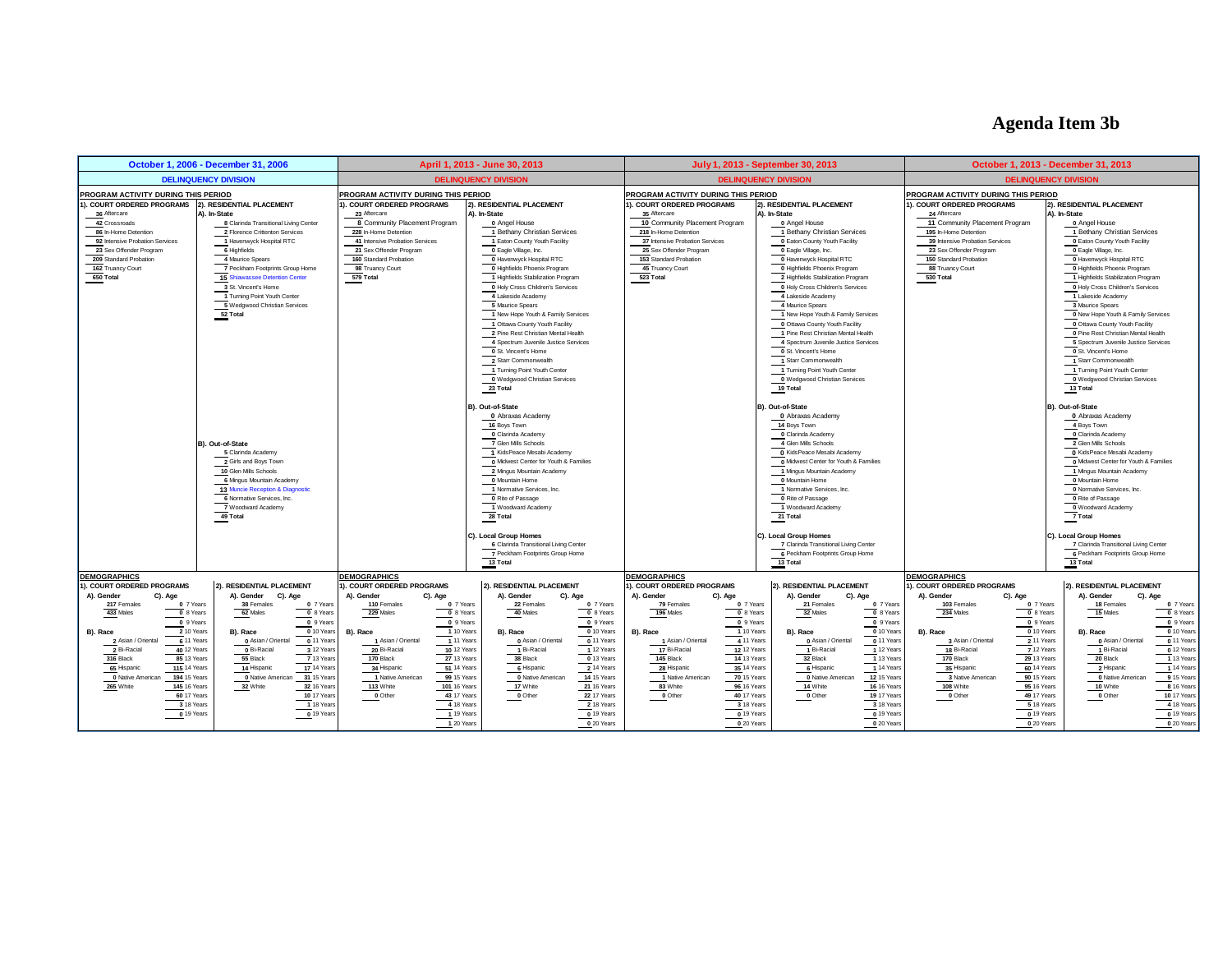# Agenda Item 3b

## October 1, 2006 - December 31, 2006

### DELINQUENCY DIVISION

**PROGRAM ACTIVITY DURING THIS PERIOD**

**1). COURT ORDERED PROGRAMS**

| Count | Program |
|---|---|
| 36 | Aftercare |
| 42 | Crossroads |
| 86 | In-Home Detention |
| 92 | Intensive Probation Services |
| 23 | Sex Offender Program |
| 209 | Standard Probation |
| 162 | Truancy Court |
| 650 | Total |

**2). RESIDENTIAL PLACEMENT**

**A). In-State**

| Count | Facility |
|---|---|
| 8 | Clarinda Transitional Living Center |
| 2 | Florence Crittenton Services |
| 1 | Havenwyck Hospital RTC |
| 6 | Highfields |
| 4 | Maurice Spears |
| 7 | Peckham Footprints Group Home |
| 15 | Shiawassee Detention Center |
| 3 | St. Vincent's Home |
| 1 | Turning Point Youth Center |
| 5 | Wedgwood Christian Services |
| 52 | Total |

**B). Out-of-State**

| Count | Facility |
|---|---|
| 5 | Clarinda Academy |
| 2 | Girls and Boys Town |
| 10 | Glen Mills Schools |
| 6 | Mingus Mountain Academy |
| 13 | Muncie Reception & Diagnostic |
| 6 | Normative Services, Inc. |
| 7 | Woodward Academy |
| 49 | Total |

**DEMOGRAPHICS**

**1). COURT ORDERED PROGRAMS**

| A). Gender | | B). Race | | C). Age | |
|---|---|---|---|---|---|
| 217 | Females | 2 | Asian / Oriental | 0 | 7 Years |
| 433 | Males | 2 | Bi-Racial | 0 | 8 Years |
| | | 316 | Black | 0 | 9 Years |
| | | 65 | Hispanic | 2 | 10 Years |
| | | 0 | Native American | 6 | 11 Years |
| | | 265 | White | 40 | 12 Years |
| | | | | 85 | 13 Years |
| | | | | 115 | 14 Years |
| | | | | 194 | 15 Years |
| | | | | 145 | 16 Years |
| | | | | 60 | 17 Years |
| | | | | 3 | 18 Years |
| | | | | 0 | 19 Years |

**2). RESIDENTIAL PLACEMENT**

| A). Gender | | B). Race | | C). Age | |
|---|---|---|---|---|---|
| 38 | Females | 0 | Asian / Oriental | 0 | 7 Years |
| 62 | Males | 0 | Bi-Racial | 0 | 8 Years |
| | | 55 | Black | 0 | 9 Years |
| | | 14 | Hispanic | 0 | 10 Years |
| | | 0 | Native American | 0 | 11 Years |
| | | 32 | White | 3 | 12 Years |
| | | | | 7 | 13 Years |
| | | | | 17 | 14 Years |
| | | | | 31 | 15 Years |
| | | | | 32 | 16 Years |
| | | | | 10 | 17 Years |
| | | | | 1 | 18 Years |
| | | | | 0 | 19 Years |

## April 1, 2013 - June 30, 2013

### DELINQUENCY DIVISION

**PROGRAM ACTIVITY DURING THIS PERIOD**

**1). COURT ORDERED PROGRAMS**

| Count | Program |
|---|---|
| 23 | Aftercare |
| 8 | Community Placement Program |
| 228 | In-Home Detention |
| 41 | Intensive Probation Services |
| 21 | Sex Offender Program |
| 160 | Standard Probation |
| 98 | Truancy Court |
| 579 | Total |

**2). RESIDENTIAL PLACEMENT**

**A). In-State**

| Count | Facility |
|---|---|
| 0 | Angel House |
| 1 | Bethany Christian Services |
| 1 | Eaton County Youth Facility |
| 0 | Eagle Village, Inc. |
| 0 | Havenwyck Hospital RTC |
| 0 | Highfields Phoenix Program |
| 1 | Highfields Stabilization Program |
| 0 | Holy Cross Children's Services |
| 4 | Lakeside Academy |
| 5 | Maurice Spears |
| 1 | New Hope Youth & Family Services |
| 1 | Ottawa County Youth Facility |
| 2 | Pine Rest Christian Mental Health |
| 4 | Spectrum Juvenile Justice Services |
| 0 | St. Vincent's Home |
| 2 | Starr Commonwealth |
| 1 | Turning Point Youth Center |
| 0 | Wedgwood Christian Services |
| 23 | Total |

**B). Out-of-State**

| Count | Facility |
|---|---|
| 0 | Abraxas Academy |
| 16 | Boys Town |
| 0 | Clarinda Academy |
| 7 | Glen Mills Schools |
| 1 | KidsPeace Mesabi Academy |
| 0 | Midwest Center for Youth & Families |
| 2 | Mingus Mountain Academy |
| 0 | Mountain Home |
| 1 | Normative Services, Inc. |
| 0 | Rite of Passage |
| 1 | Woodward Academy |
| 28 | Total |

**C). Local Group Homes**

| Count | Facility |
|---|---|
| 6 | Clarinda Transitional Living Center |
| 7 | Peckham Footprints Group Home |
| 13 | Total |

**DEMOGRAPHICS**

**1). COURT ORDERED PROGRAMS**

| A). Gender | | B). Race | | C). Age | |
|---|---|---|---|---|---|
| 110 | Females | 1 | Asian / Oriental | 0 | 7 Years |
| 229 | Males | 20 | Bi-Racial | 0 | 8 Years |
| | | 170 | Black | 0 | 9 Years |
| | | 34 | Hispanic | 1 | 10 Years |
| | | 1 | Native American | 1 | 11 Years |
| | | 113 | White | 10 | 12 Years |
| | | 0 | Other | 27 | 13 Years |
| | | | | 51 | 14 Years |
| | | | | 99 | 15 Years |
| | | | | 101 | 16 Years |
| | | | | 43 | 17 Years |
| | | | | 4 | 18 Years |
| | | | | 1 | 19 Years |
| | | | | 1 | 20 Years |

**2). RESIDENTIAL PLACEMENT**

| A). Gender | | B). Race | | C). Age | |
|---|---|---|---|---|---|
| 22 | Females | 0 | Asian / Oriental | 0 | 7 Years |
| 40 | Males | 1 | Bi-Racial | 0 | 8 Years |
| | | 38 | Black | 0 | 9 Years |
| | | 6 | Hispanic | 0 | 10 Years |
| | | 0 | Native American | 0 | 11 Years |
| | | 17 | White | 1 | 12 Years |
| | | 0 | Other | 0 | 13 Years |
| | | | | 2 | 14 Years |
| | | | | 14 | 15 Years |
| | | | | 21 | 16 Years |
| | | | | 22 | 17 Years |
| | | | | 2 | 18 Years |
| | | | | 0 | 19 Years |
| | | | | 0 | 20 Years |

## July 1, 2013 - September 30, 2013

### DELINQUENCY DIVISION

**PROGRAM ACTIVITY DURING THIS PERIOD**

**1). COURT ORDERED PROGRAMS**

| Count | Program |
|---|---|
| 35 | Aftercare |
| 10 | Community Placement Program |
| 218 | In-Home Detention |
| 37 | Intensive Probation Services |
| 25 | Sex Offender Program |
| 153 | Standard Probation |
| 45 | Truancy Court |
| 523 | Total |

**2). RESIDENTIAL PLACEMENT**

**A). In-State**

| Count | Facility |
|---|---|
| 0 | Angel House |
| 1 | Bethany Christian Services |
| 0 | Eaton County Youth Facility |
| 0 | Eagle Village, Inc. |
| 0 | Havenwyck Hospital RTC |
| 0 | Highfields Phoenix Program |
| 2 | Highfields Stabilization Program |
| 0 | Holy Cross Children's Services |
| 4 | Lakeside Academy |
| 4 | Maurice Spears |
| 1 | New Hope Youth & Family Services |
| 0 | Ottawa County Youth Facility |
| 1 | Pine Rest Christian Mental Health |
| 4 | Spectrum Juvenile Justice Services |
| 0 | St. Vincent's Home |
| 1 | Starr Commonwealth |
| 1 | Turning Point Youth Center |
| 0 | Wedgwood Christian Services |
| 19 | Total |

**B). Out-of-State**

| Count | Facility |
|---|---|
| 0 | Abraxas Academy |
| 14 | Boys Town |
| 0 | Clarinda Academy |
| 4 | Glen Mills Schools |
| 0 | KidsPeace Mesabi Academy |
| 0 | Midwest Center for Youth & Families |
| 1 | Mingus Mountain Academy |
| 0 | Mountain Home |
| 1 | Normative Services, Inc. |
| 0 | Rite of Passage |
| 1 | Woodward Academy |
| 21 | Total |

**C). Local Group Homes**

| Count | Facility |
|---|---|
| 7 | Clarinda Transitional Living Center |
| 6 | Peckham Footprints Group Home |
| 13 | Total |

**DEMOGRAPHICS**

**1). COURT ORDERED PROGRAMS**

| A). Gender | | B). Race | | C). Age | |
|---|---|---|---|---|---|
| 79 | Females | 1 | Asian / Oriental | 0 | 7 Years |
| 196 | Males | 17 | Bi-Racial | 0 | 8 Years |
| | | 145 | Black | 0 | 9 Years |
| | | 28 | Hispanic | 1 | 10 Years |
| | | 1 | Native American | 4 | 11 Years |
| | | 83 | White | 12 | 12 Years |
| | | 0 | Other | 14 | 13 Years |
| | | | | 35 | 14 Years |
| | | | | 70 | 15 Years |
| | | | | 96 | 16 Years |
| | | | | 40 | 17 Years |
| | | | | 3 | 18 Years |
| | | | | 0 | 19 Years |
| | | | | 0 | 20 Years |

**2). RESIDENTIAL PLACEMENT**

| A). Gender | | B). Race | | C). Age | |
|---|---|---|---|---|---|
| 21 | Females | 0 | Asian / Oriental | 0 | 7 Years |
| 32 | Males | 1 | Bi-Racial | 0 | 8 Years |
| | | 32 | Black | 0 | 9 Years |
| | | 6 | Hispanic | 0 | 10 Years |
| | | 0 | Native American | 0 | 11 Years |
| | | 14 | White | 1 | 12 Years |
| | | 0 | Other | 1 | 13 Years |
| | | | | 1 | 14 Years |
| | | | | 12 | 15 Years |
| | | | | 16 | 16 Years |
| | | | | 19 | 17 Years |
| | | | | 3 | 18 Years |
| | | | | 0 | 19 Years |
| | | | | 0 | 20 Years |

## October 1, 2013 - December 31, 2013

### DELINQUENCY DIVISION

**PROGRAM ACTIVITY DURING THIS PERIOD**

**1). COURT ORDERED PROGRAMS**

| Count | Program |
|---|---|
| 24 | Aftercare |
| 11 | Community Placement Program |
| 195 | In-Home Detention |
| 39 | Intensive Probation Services |
| 23 | Sex Offender Program |
| 150 | Standard Probation |
| 88 | Truancy Court |
| 530 | Total |

**2). RESIDENTIAL PLACEMENT**

**A). In-State**

| Count | Facility |
|---|---|
| 0 | Angel House |
| 1 | Bethany Christian Services |
| 0 | Eaton County Youth Facility |
| 0 | Eagle Village, Inc. |
| 0 | Havenwyck Hospital RTC |
| 0 | Highfields Phoenix Program |
| 1 | Highfields Stabilization Program |
| 0 | Holy Cross Children's Services |
| 1 | Lakeside Academy |
| 3 | Maurice Spears |
| 0 | New Hope Youth & Family Services |
| 0 | Ottawa County Youth Facility |
| 0 | Pine Rest Christian Mental Health |
| 5 | Spectrum Juvenile Justice Services |
| 0 | St. Vincent's Home |
| 1 | Starr Commonwealth |
| 1 | Turning Point Youth Center |
| 0 | Wedgwood Christian Services |
| 13 | Total |

**B). Out-of-State**

| Count | Facility |
|---|---|
| 0 | Abraxas Academy |
| 4 | Boys Town |
| 0 | Clarinda Academy |
| 2 | Glen Mills Schools |
| 0 | KidsPeace Mesabi Academy |
| 0 | Midwest Center for Youth & Families |
| 1 | Mingus Mountain Academy |
| 0 | Mountain Home |
| 0 | Normative Services, Inc. |
| 0 | Rite of Passage |
| 0 | Woodward Academy |
| 7 | Total |

**C). Local Group Homes**

| Count | Facility |
|---|---|
| 7 | Clarinda Transitional Living Center |
| 6 | Peckham Footprints Group Home |
| 13 | Total |

**DEMOGRAPHICS**

**1). COURT ORDERED PROGRAMS**

| A). Gender | | B). Race | | C). Age | |
|---|---|---|---|---|---|
| 103 | Females | 3 | Asian / Oriental | 0 | 7 Years |
| 234 | Males | 18 | Bi-Racial | 0 | 8 Years |
| | | 170 | Black | 0 | 9 Years |
| | | 35 | Hispanic | 0 | 10 Years |
| | | 3 | Native American | 2 | 11 Years |
| | | 108 | White | 7 | 12 Years |
| | | 0 | Other | 29 | 13 Years |
| | | | | 60 | 14 Years |
| | | | | 90 | 15 Years |
| | | | | 95 | 16 Years |
| | | | | 49 | 17 Years |
| | | | | 5 | 18 Years |
| | | | | 0 | 19 Years |
| | | | | 0 | 20 Years |

**2). RESIDENTIAL PLACEMENT**

| A). Gender | | B). Race | | C). Age | |
|---|---|---|---|---|---|
| 18 | Females | 0 | Asian / Oriental | 0 | 7 Years |
| 15 | Males | 1 | Bi-Racial | 0 | 8 Years |
| | | 20 | Black | 0 | 9 Years |
| | | 2 | Hispanic | 0 | 10 Years |
| | | 0 | Native American | 0 | 11 Years |
| | | 10 | White | 0 | 12 Years |
| | | 0 | Other | 1 | 13 Years |
| | | | | 1 | 14 Years |
| | | | | 9 | 15 Years |
| | | | | 8 | 16 Years |
| | | | | 10 | 17 Years |
| | | | | 4 | 18 Years |
| | | | | 0 | 19 Years |
| | | | | 0 | 20 Years |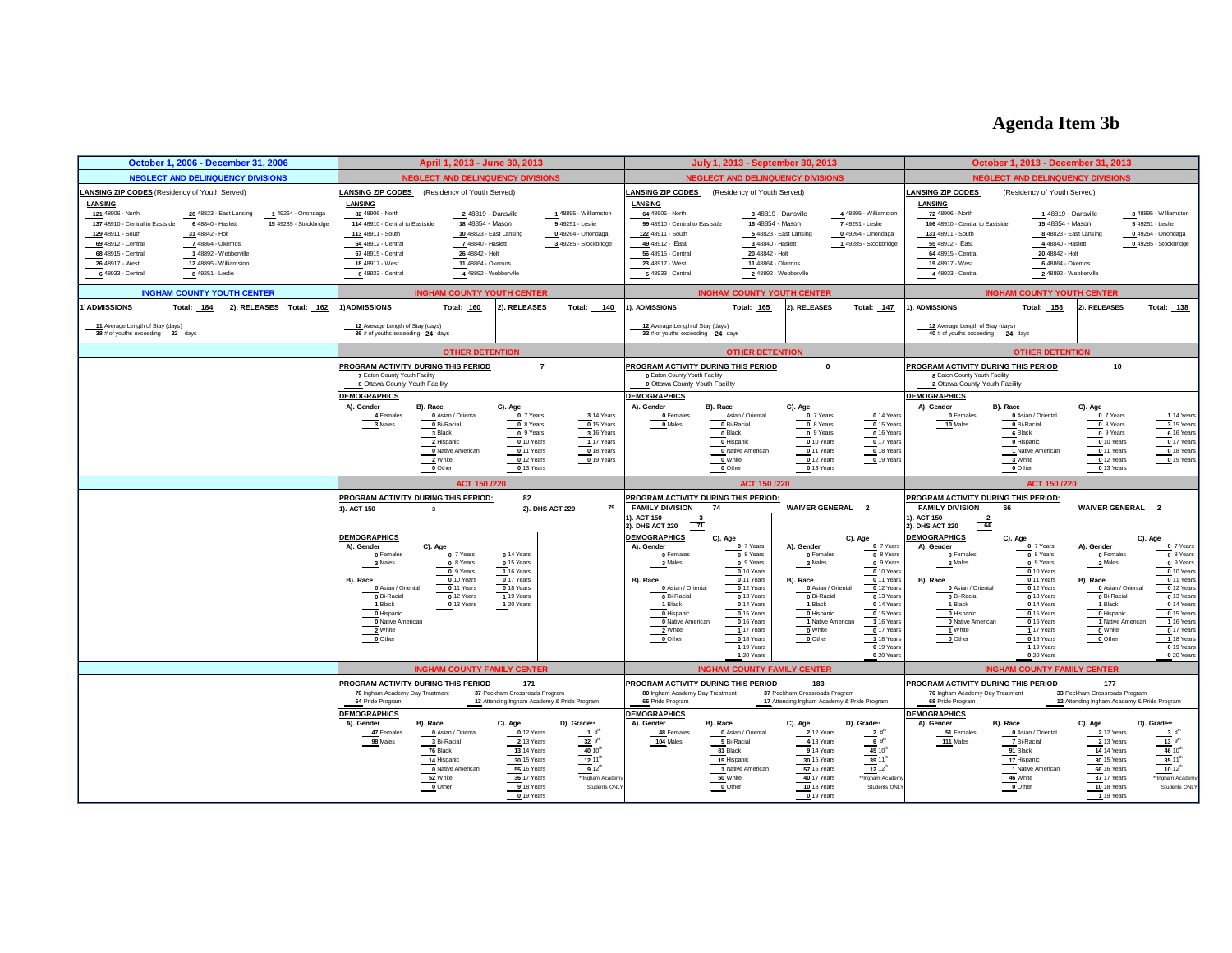# Agenda Item 3b

## NEGLECT AND DELINQUENCY DIVISIONS

### LANSING ZIP CODES (Residency of Youth Served)

| Zip Code | October 1, 2006 - December 31, 2006 | April 1, 2013 - June 30, 2013 | July 1, 2013 - September 30, 2013 | October 1, 2013 - December 31, 2013 |
|---|---|---|---|---|
| **LANSING** | | | | |
| 48906 - North | 121 | 82 | 64 | 72 |
| 48910 - Central to Eastside | 137 | 114 | 99 | 106 |
| 48911 - South | 129 | 113 | 122 | 131 |
| 48912 - Central / East | 69 | 64 | 49 | 55 |
| 48915 - Central | 68 | 67 | 56 | 64 |
| 48917 - West | 26 | 18 | 23 | 19 |
| 48933 - Central | 6 | 6 | 5 | 4 |
| 48819 - Dansville | | 2 | 3 | 1 |
| 48854 - Mason | | 18 | 16 | 15 |
| 48823 - East Lansing | 26 | 10 | 5 | 8 |
| 48840 - Haslett | 6 | 7 | 3 | 4 |
| 48842 - Holt | 31 | 26 | 20 | 20 |
| 48864 - Okemos | 7 | 11 | 11 | 6 |
| 48892 - Webberville | 1 | 4 | 2 | 2 |
| 48895 - Williamston | 12 | 1 | 4 | 3 |
| 49251 - Leslie | 8 | 9 | 7 | 5 |
| 49264 - Onondaga | 1 | 0 | 0 | 0 |
| 49285 - Stockbridge | 15 | 3 | 1 | 0 |

## INGHAM COUNTY YOUTH CENTER

| | October 1, 2006 - December 31, 2006 | April 1, 2013 - June 30, 2013 | July 1, 2013 - September 30, 2013 | October 1, 2013 - December 31, 2013 |
|---|---|---|---|---|
| 1). Admissions Total | 184 | 160 | 165 | 158 |
| 2). Releases Total | 162 | 140 | 147 | 138 |
| Average Length of Stay (days) | 11 | 12 | 12 | 12 |
| # of youths exceeding __ days | 38 (exceeding 22 days) | 36 (exceeding 24 days) | 32 (exceeding 24 days) | 40 (exceeding 24 days) |

## OTHER DETENTION

| | April 1, 2013 - June 30, 2013 | July 1, 2013 - September 30, 2013 | October 1, 2013 - December 31, 2013 |
|---|---|---|---|
| **PROGRAM ACTIVITY DURING THIS PERIOD** | 7 | 0 | 10 |
| Eaton County Youth Facility | 7 | 0 | 8 |
| Ottawa County Youth Facility | 0 | 0 | 2 |
| **DEMOGRAPHICS** | | | |
| **A). Gender** | | | |
| Females | 4 | 0 | 0 |
| Males | 3 | 0 | 10 |
| **B). Race** | | | |
| Asian / Oriental | 0 | 0 | 0 |
| Bi-Racial | 0 | 0 | 0 |
| Black | 3 | 0 | 6 |
| Hispanic | 2 | 0 | 0 |
| Native American | 0 | 0 | 1 |
| White | 2 | 0 | 3 |
| Other | 0 | 0 | 0 |
| **C). Age** | | | |
| 7 Years | 0 | 0 | 0 |
| 8 Years | 0 | 0 | 0 |
| 9 Years | 0 | 0 | 0 |
| 10 Years | 0 | 0 | 0 |
| 11 Years | 0 | 0 | 0 |
| 12 Years | 0 | 0 | 0 |
| 13 Years | 0 | 0 | 0 |
| 14 Years | 3 | 0 | 1 |
| 15 Years | 0 | 0 | 3 |
| 16 Years | 3 | 0 | 6 |
| 17 Years | 1 | 0 | 0 |
| 18 Years | 0 | 0 | 0 |
| 19 Years | 0 | 0 | 0 |

## ACT 150 /220

**April 1, 2013 - June 30, 2013:** PROGRAM ACTIVITY DURING THIS PERIOD: 82 — 1). ACT 150: 3; 2). DHS ACT 220: 79

**July 1, 2013 - September 30, 2013:** PROGRAM ACTIVITY DURING THIS PERIOD: FAMILY DIVISION 74 — 1). ACT 150: 3; 2). DHS ACT 220: 71; WAIVER GENERAL 2

**October 1, 2013 - December 31, 2013:** PROGRAM ACTIVITY DURING THIS PERIOD: FAMILY DIVISION 66 — 1). ACT 150: 2; 2). DHS ACT 220: 64; WAIVER GENERAL 2

| DEMOGRAPHICS | Apr-Jun 2013 Act 150 | Jul-Sep 2013 Family Division | Jul-Sep 2013 Waiver General | Oct-Dec 2013 Family Division | Oct-Dec 2013 Waiver General |
|---|---|---|---|---|---|
| **A). Gender** | | | | | |
| Females | 0 | 0 | 0 | 0 | 0 |
| Males | 3 | 3 | 2 | 2 | 2 |
| **B). Race** | | | | | |
| Asian / Oriental | 0 | 0 | 0 | 0 | 0 |
| Bi-Racial | 0 | 0 | 0 | 0 | 0 |
| Black | 1 | 1 | 1 | 1 | 1 |
| Hispanic | 0 | 0 | 0 | 0 | 0 |
| Native American | 0 | 0 | 1 | 0 | 1 |
| White | 2 | 2 | 0 | 1 | 0 |
| Other | 0 | 0 | 0 | 0 | 0 |
| **C). Age** | | | | | |
| 7 Years | 0 | 0 | 0 | 0 | 0 |
| 8 Years | 0 | 0 | 0 | 0 | 0 |
| 9 Years | 0 | 0 | 0 | 0 | 0 |
| 10 Years | 0 | 0 | 0 | 0 | 0 |
| 11 Years | 0 | 0 | 0 | 0 | 0 |
| 12 Years | 0 | 0 | 0 | 0 | 0 |
| 13 Years | 0 | 0 | 0 | 0 | 0 |
| 14 Years | 0 | 0 | 0 | 0 | 0 |
| 15 Years | 0 | 0 | 0 | 0 | 0 |
| 16 Years | 1 | 0 | 1 | 0 | 1 |
| 17 Years | 0 | 1 | 0 | 1 | 0 |
| 18 Years | 0 | 0 | 1 | 0 | 1 |
| 19 Years | 1 | 1 | 0 | 1 | 0 |
| 20 Years | 1 | 1 | 0 | 0 | 0 |

## INGHAM COUNTY FAMILY CENTER

| | April 1, 2013 - June 30, 2013 | July 1, 2013 - September 30, 2013 | October 1, 2013 - December 31, 2013 |
|---|---|---|---|
| **PROGRAM ACTIVITY DURING THIS PERIOD** | 171 | 183 | 177 |
| Ingham Academy Day Treatment | 70 | 80 | 76 |
| Peckham Crossroads Program | 37 | 37 | 33 |
| Pride Program | 64 | 66 | 68 |
| Attending Ingham Academy & Pride Program | 13 | 17 | 12 |
| **DEMOGRAPHICS** | | | |
| **A). Gender** | | | |
| Females | 47 | 48 | 51 |
| Males | 98 | 104 | 111 |
| **B). Race** | | | |
| Asian / Oriental | 0 | 0 | 0 |
| Bi-Racial | 3 | 5 | 7 |
| Black | 76 | 81 | 91 |
| Hispanic | 14 | 15 | 17 |
| Native American | 0 | 1 | 1 |
| White | 52 | 50 | 46 |
| Other | 0 | 0 | 0 |
| **C). Age** | | | |
| 12 Years | 0 | 2 | 2 |
| 13 Years | 2 | 4 | 13 |
| 14 Years | 13 | 9 | 14 |
| 15 Years | 30 | 30 | 30 |
| 16 Years | 55 | 57 | 66 |
| 17 Years | 36 | 40 | 37 |
| 18 Years | 9 | 10 | 10 |
| 19 Years | 0 | 0 | 1 |
| **D). Grade**** | | | |
| 8th | 1 | 2 | 3 |
| 9th | 32 | 6 | 13 |
| 10th | 40 | 45 | 46 |
| 11th | 12 | 39 | 35 |
| 12th | 9 | 12 | 10 |

**Ingham Academy Students ONLY